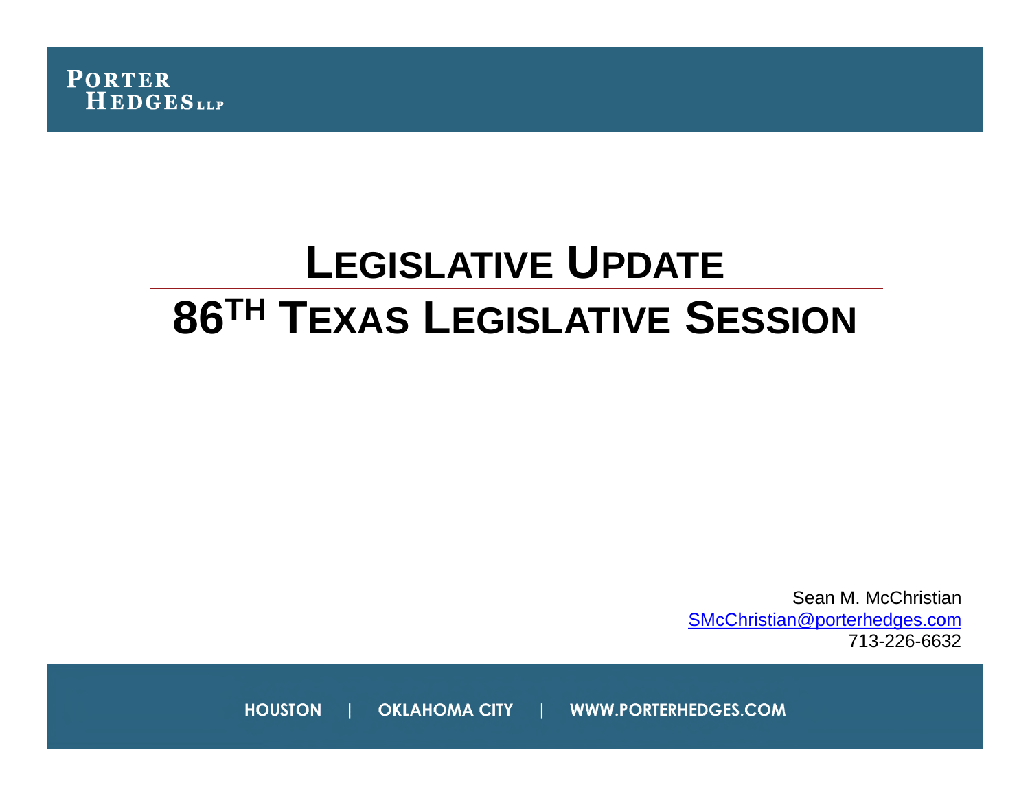PORTER HEDGES LLP

# LEGISLATIVE UPDATE

# 86TH TEXAS LEGISLATIVE SESSION

Sean M. McChristian
SMcChristian@porterhedges.com
713-226-6632

HOUSTON | OKLAHOMA CITY | WWW.PORTERHEDGES.COM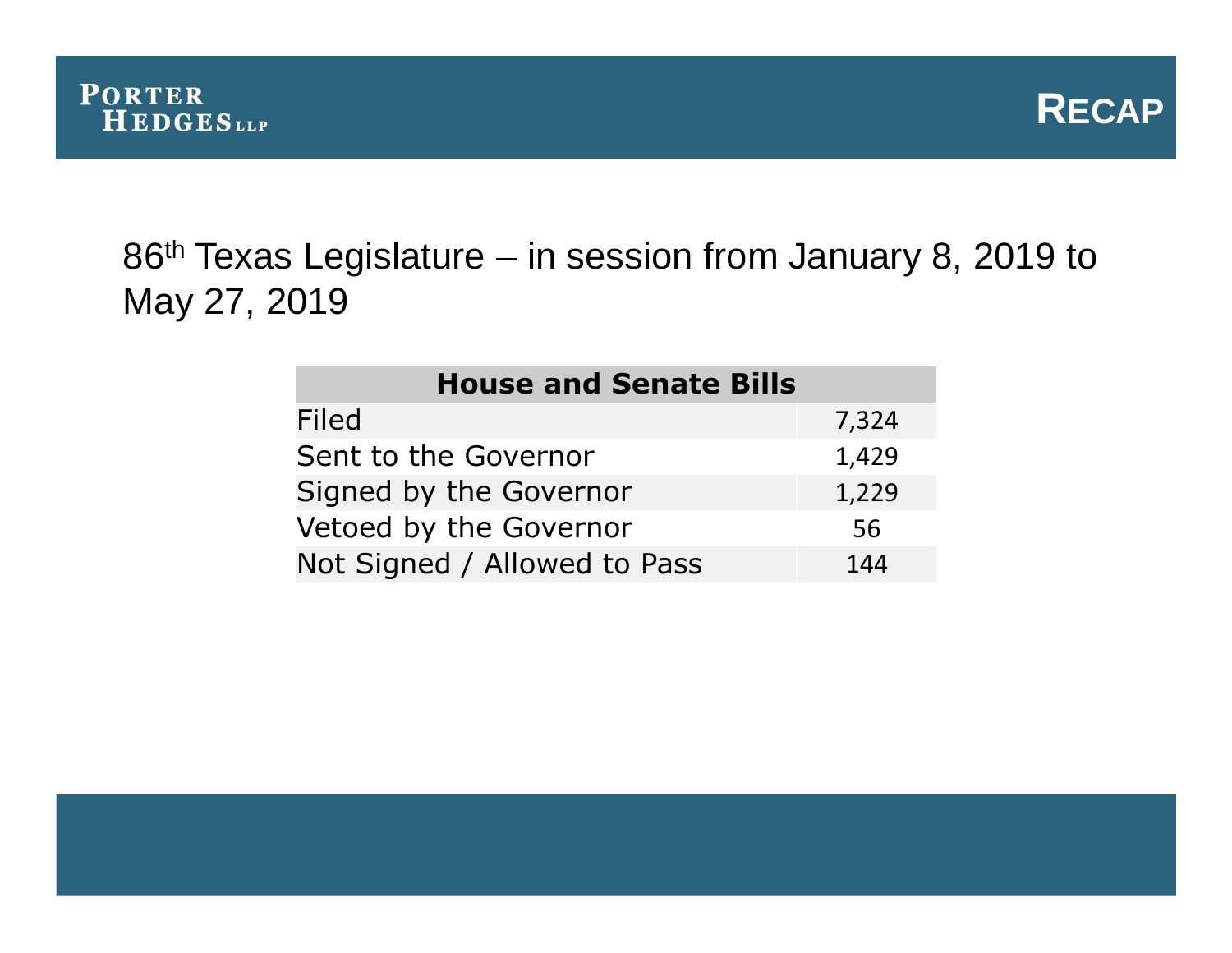# Recap

86th Texas Legislature – in session from January 8, 2019 to May 27, 2019

| House and Senate Bills | |
| --- | --- |
| Filed | 7,324 |
| Sent to the Governor | 1,429 |
| Signed by the Governor | 1,229 |
| Vetoed by the Governor | 56 |
| Not Signed / Allowed to Pass | 144 |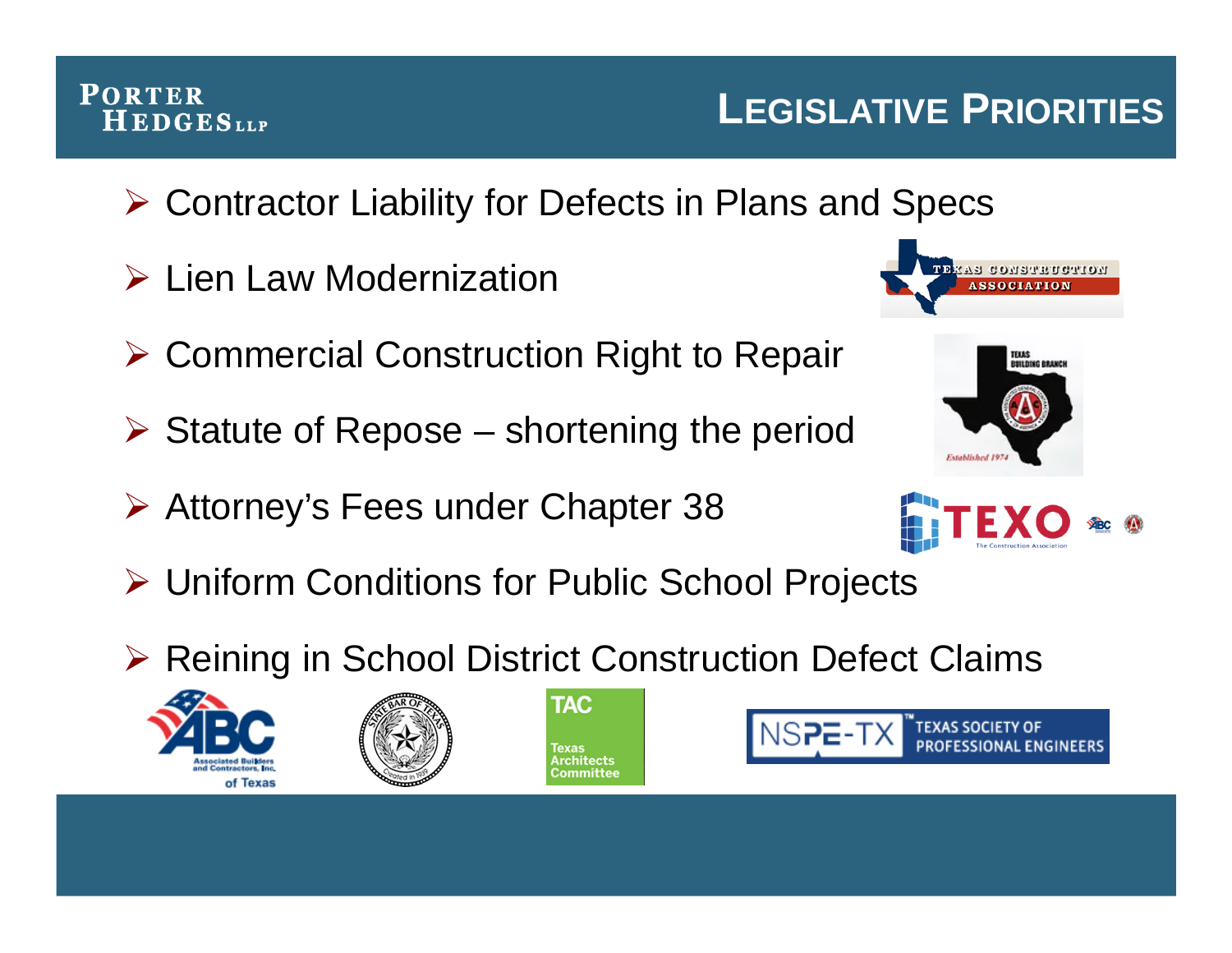# Legislative Priorities

- Contractor Liability for Defects in Plans and Specs
- Lien Law Modernization
- Commercial Construction Right to Repair
- Statute of Repose – shortening the period
- Attorney's Fees under Chapter 38
- Uniform Conditions for Public School Projects
- Reining in School District Construction Defect Claims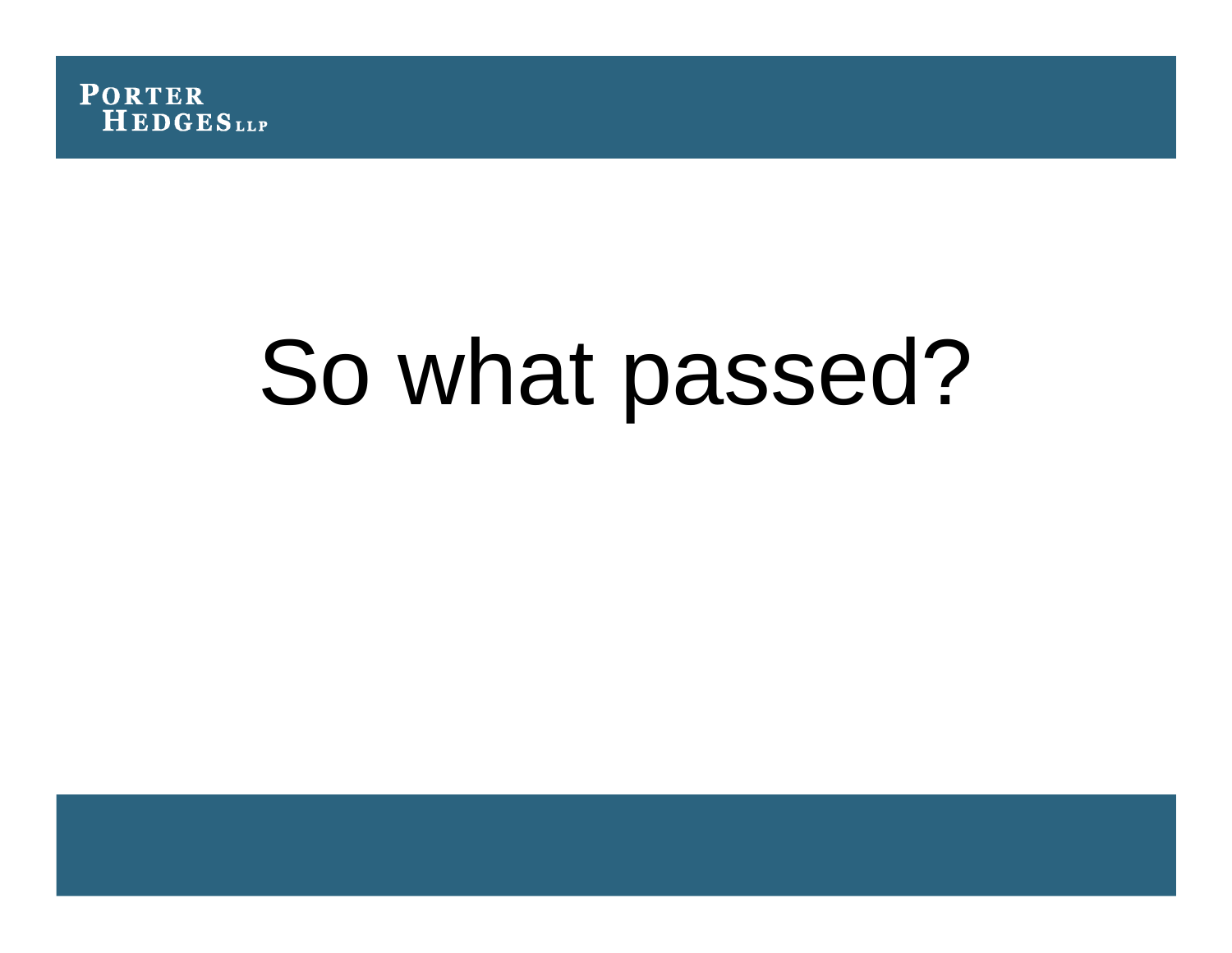# So what passed?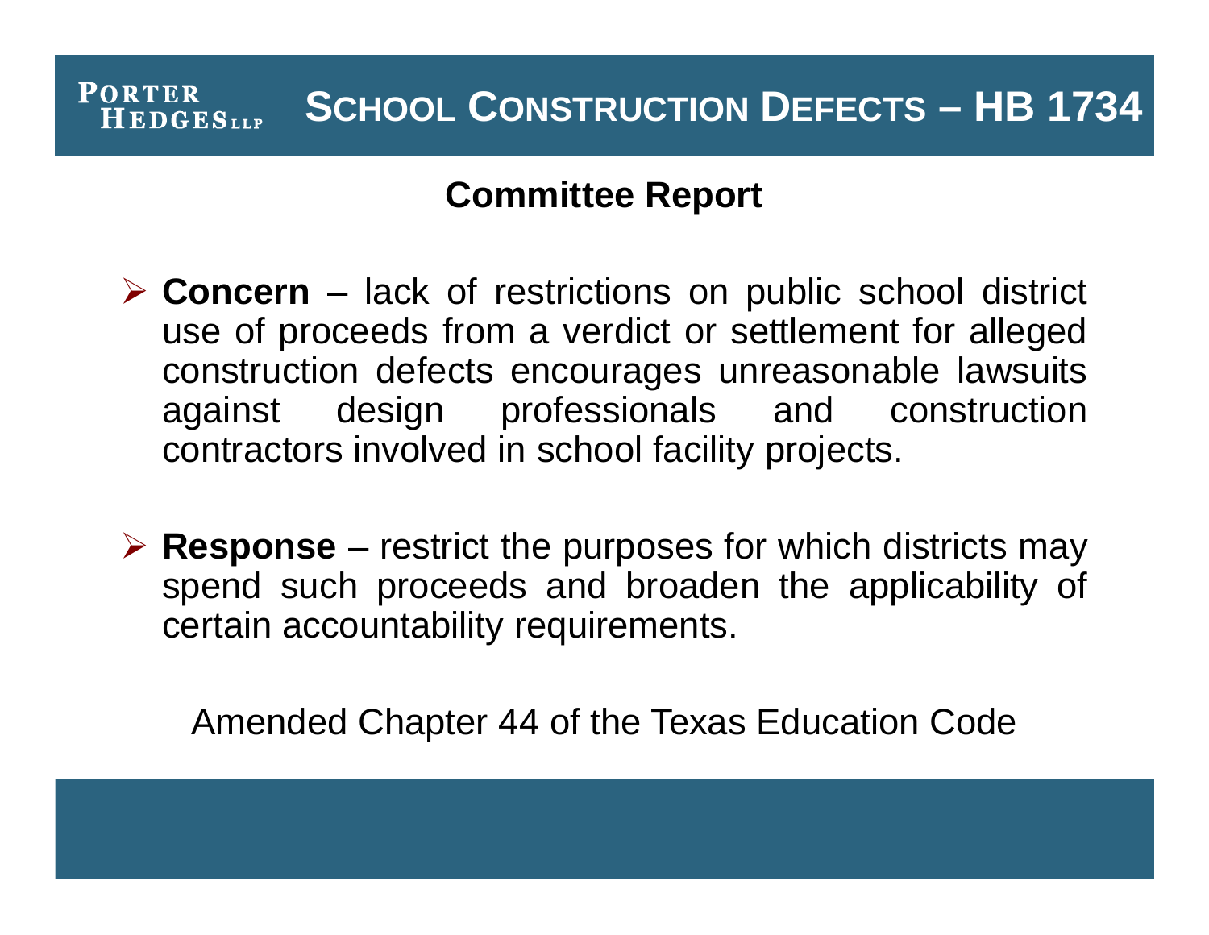# School Construction Defects – HB 1734

## Committee Report

- **Concern** – lack of restrictions on public school district use of proceeds from a verdict or settlement for alleged construction defects encourages unreasonable lawsuits against design professionals and construction contractors involved in school facility projects.

- **Response** – restrict the purposes for which districts may spend such proceeds and broaden the applicability of certain accountability requirements.

Amended Chapter 44 of the Texas Education Code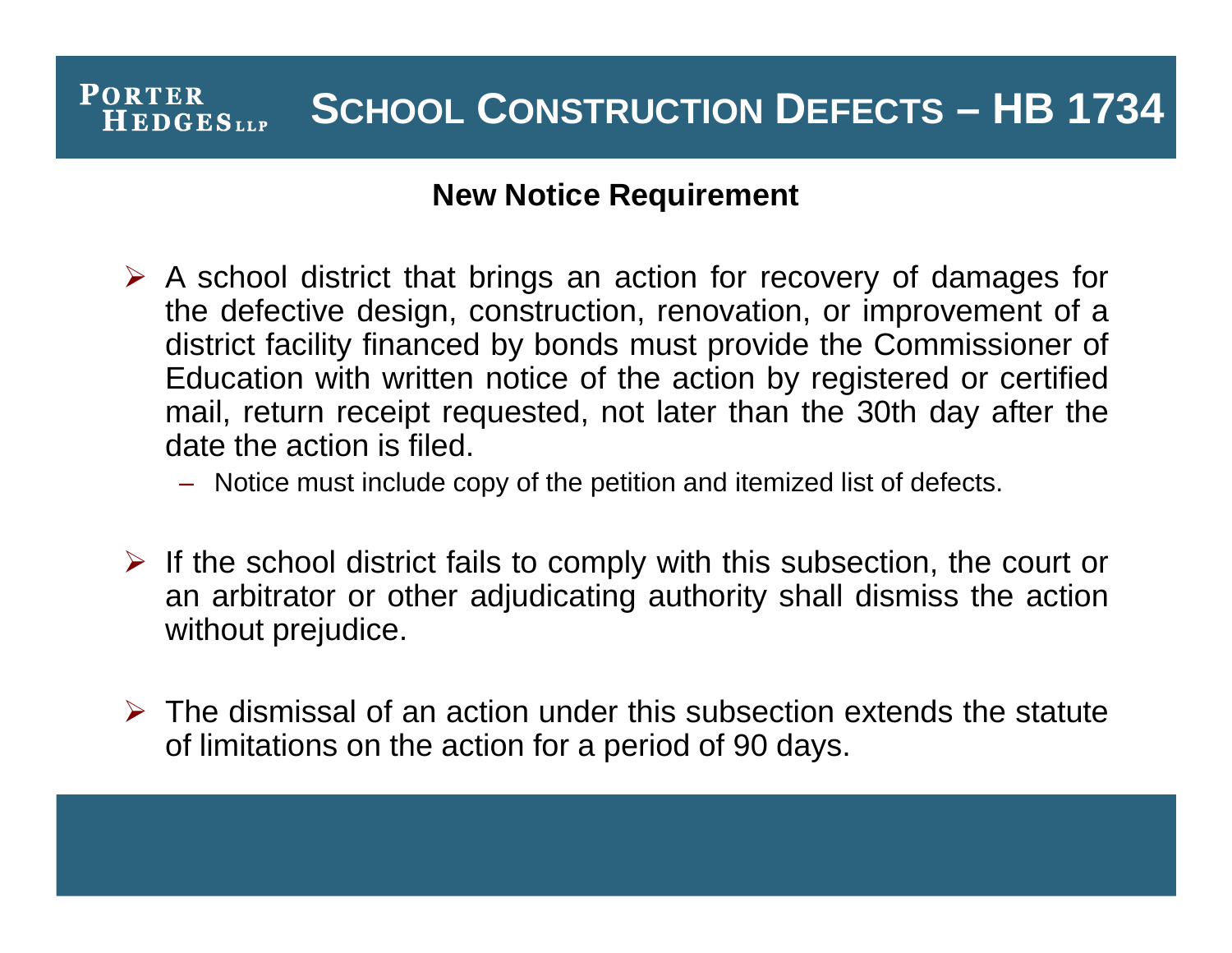# School Construction Defects – HB 1734

## New Notice Requirement

- A school district that brings an action for recovery of damages for the defective design, construction, renovation, or improvement of a district facility financed by bonds must provide the Commissioner of Education with written notice of the action by registered or certified mail, return receipt requested, not later than the 30th day after the date the action is filed.
  - Notice must include copy of the petition and itemized list of defects.

- If the school district fails to comply with this subsection, the court or an arbitrator or other adjudicating authority shall dismiss the action without prejudice.

- The dismissal of an action under this subsection extends the statute of limitations on the action for a period of 90 days.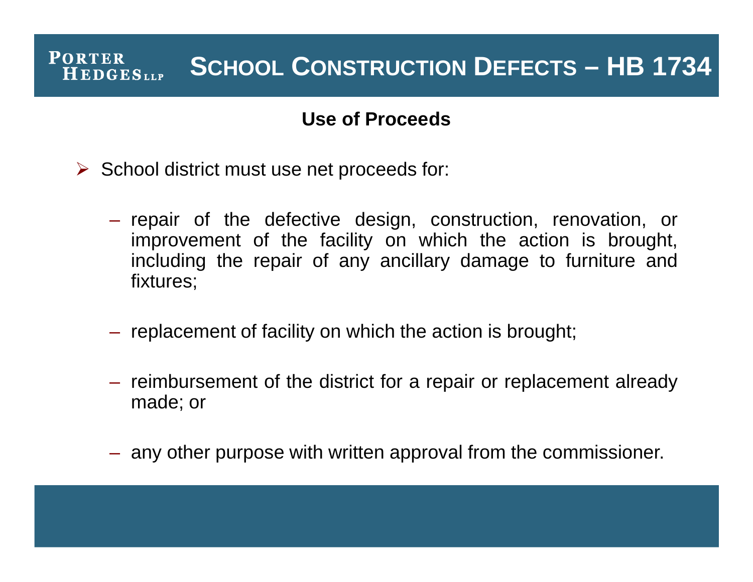## School Construction Defects – HB 1734

### Use of Proceeds

- School district must use net proceeds for:
  - repair of the defective design, construction, renovation, or improvement of the facility on which the action is brought, including the repair of any ancillary damage to furniture and fixtures;
  - replacement of facility on which the action is brought;
  - reimbursement of the district for a repair or replacement already made; or
  - any other purpose with written approval from the commissioner.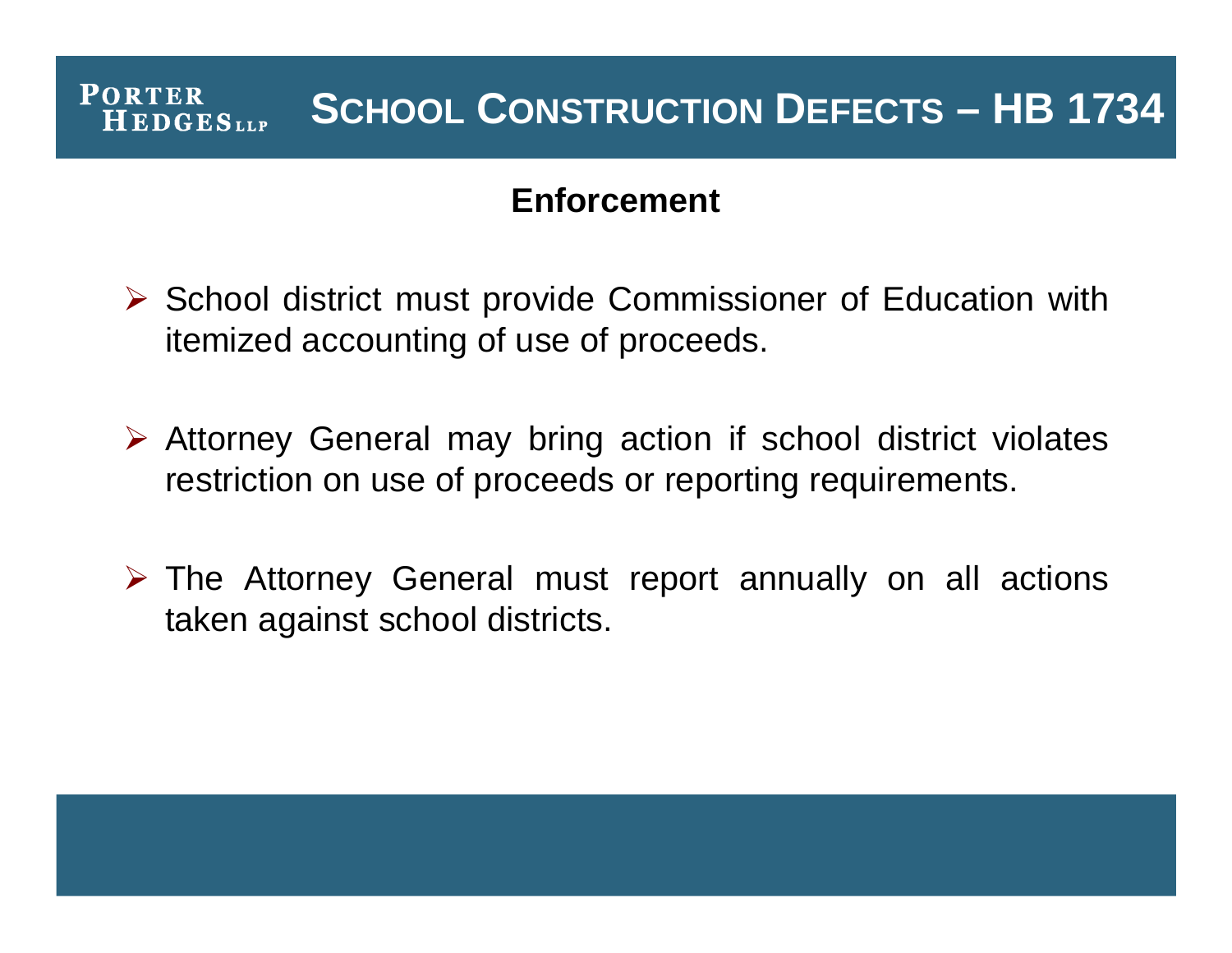# School Construction Defects – HB 1734

## Enforcement

- School district must provide Commissioner of Education with itemized accounting of use of proceeds.
- Attorney General may bring action if school district violates restriction on use of proceeds or reporting requirements.
- The Attorney General must report annually on all actions taken against school districts.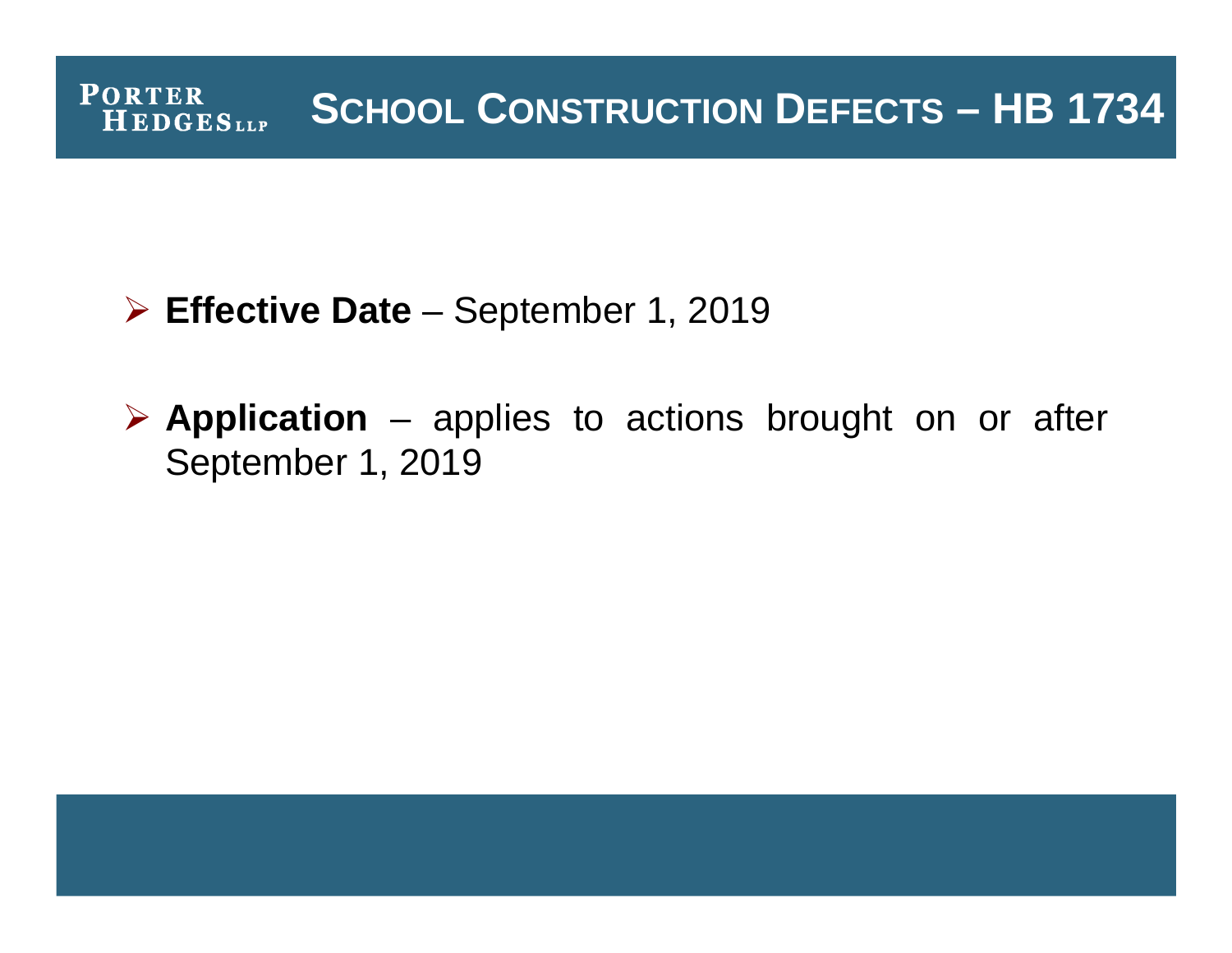## SCHOOL CONSTRUCTION DEFECTS – HB 1734

- **Effective Date** – September 1, 2019
- **Application** – applies to actions brought on or after September 1, 2019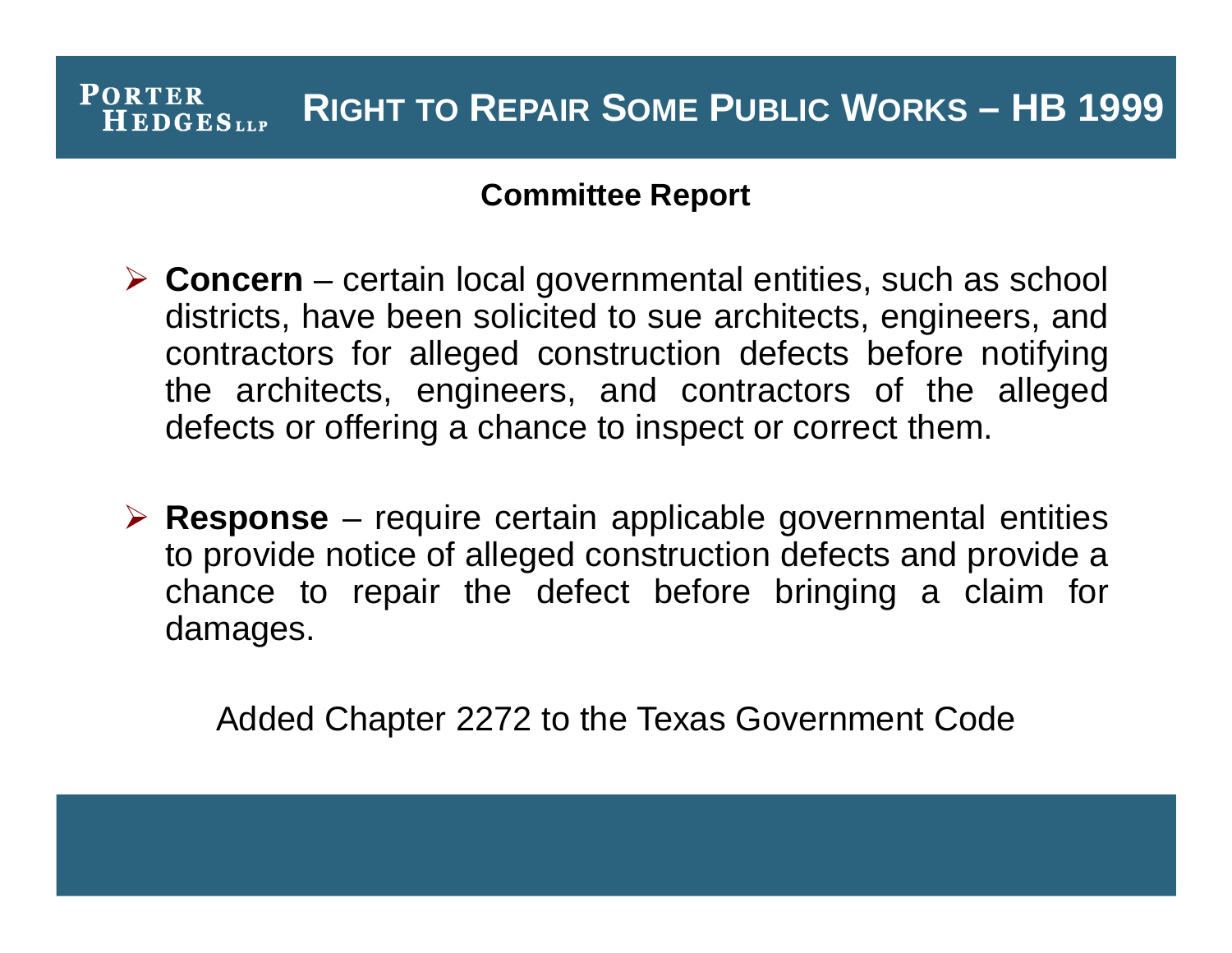# Right to Repair Some Public Works – HB 1999

## Committee Report

- **Concern** – certain local governmental entities, such as school districts, have been solicited to sue architects, engineers, and contractors for alleged construction defects before notifying the architects, engineers, and contractors of the alleged defects or offering a chance to inspect or correct them.

- **Response** – require certain applicable governmental entities to provide notice of alleged construction defects and provide a chance to repair the defect before bringing a claim for damages.

Added Chapter 2272 to the Texas Government Code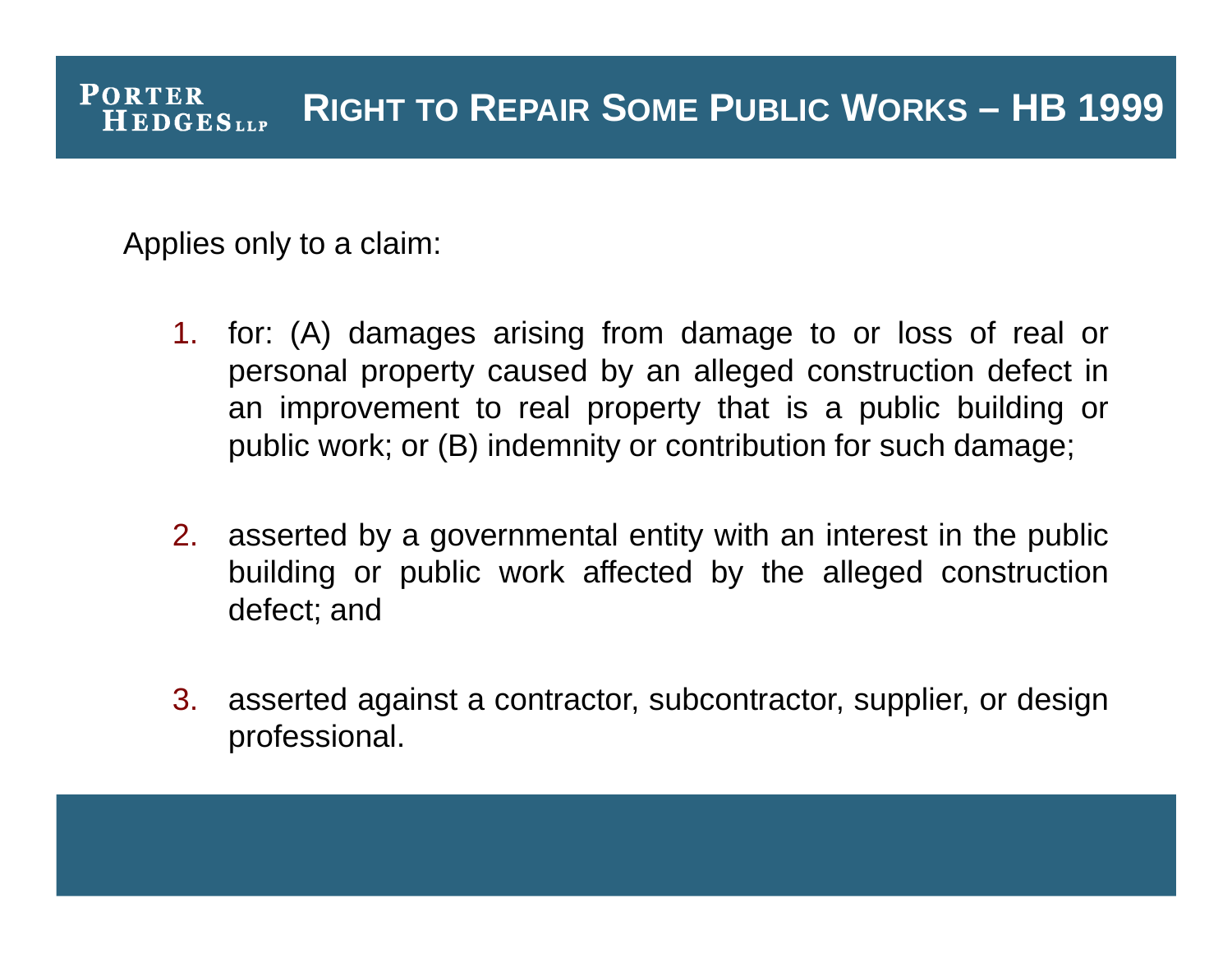# Right to Repair Some Public Works – HB 1999

Applies only to a claim:

1. for: (A) damages arising from damage to or loss of real or personal property caused by an alleged construction defect in an improvement to real property that is a public building or public work; or (B) indemnity or contribution for such damage;

2. asserted by a governmental entity with an interest in the public building or public work affected by the alleged construction defect; and

3. asserted against a contractor, subcontractor, supplier, or design professional.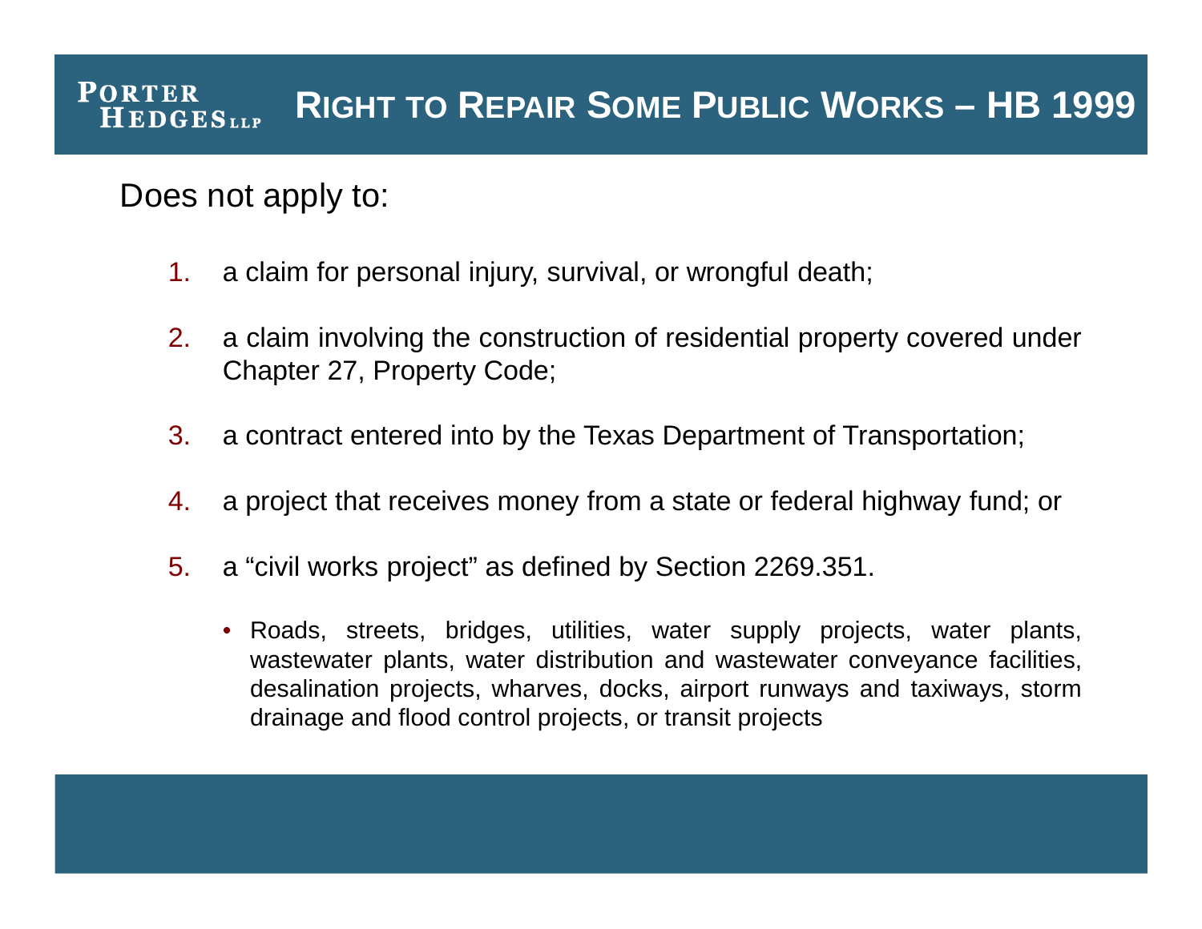# Right to Repair Some Public Works – HB 1999

Does not apply to:

1. a claim for personal injury, survival, or wrongful death;
2. a claim involving the construction of residential property covered under Chapter 27, Property Code;
3. a contract entered into by the Texas Department of Transportation;
4. a project that receives money from a state or federal highway fund; or
5. a "civil works project" as defined by Section 2269.351.
   - Roads, streets, bridges, utilities, water supply projects, water plants, wastewater plants, water distribution and wastewater conveyance facilities, desalination projects, wharves, docks, airport runways and taxiways, storm drainage and flood control projects, or transit projects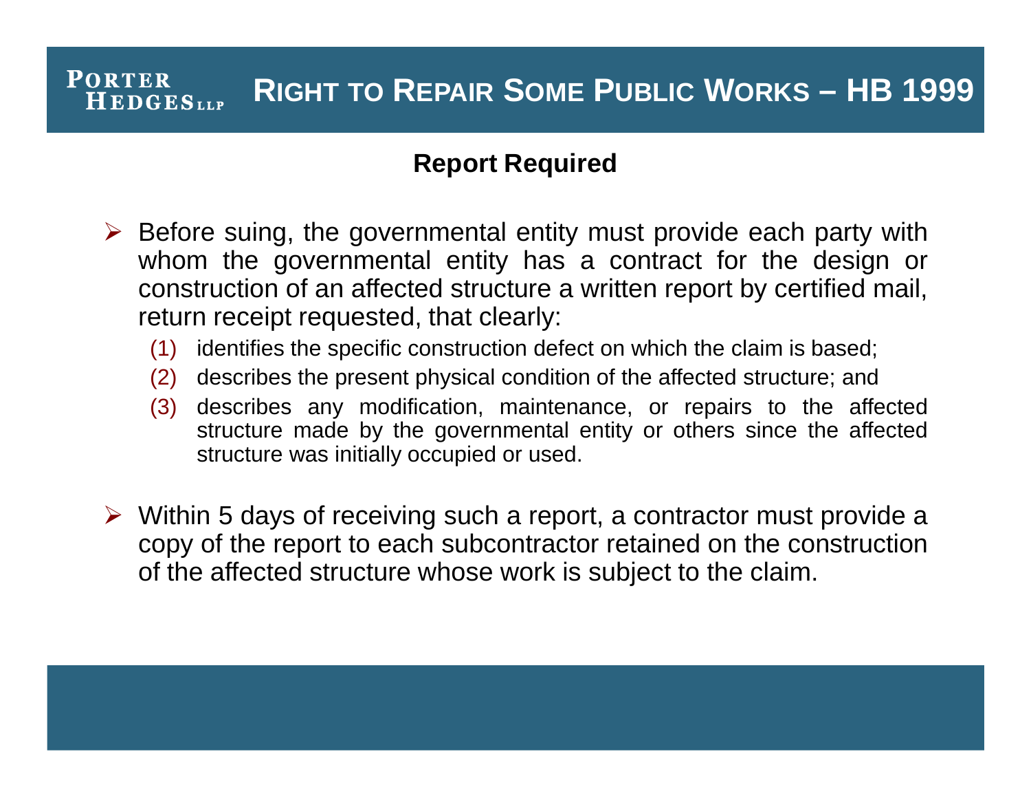# Right to Repair Some Public Works – HB 1999

## Report Required

- Before suing, the governmental entity must provide each party with whom the governmental entity has a contract for the design or construction of an affected structure a written report by certified mail, return receipt requested, that clearly:
  1. identifies the specific construction defect on which the claim is based;
  2. describes the present physical condition of the affected structure; and
  3. describes any modification, maintenance, or repairs to the affected structure made by the governmental entity or others since the affected structure was initially occupied or used.
- Within 5 days of receiving such a report, a contractor must provide a copy of the report to each subcontractor retained on the construction of the affected structure whose work is subject to the claim.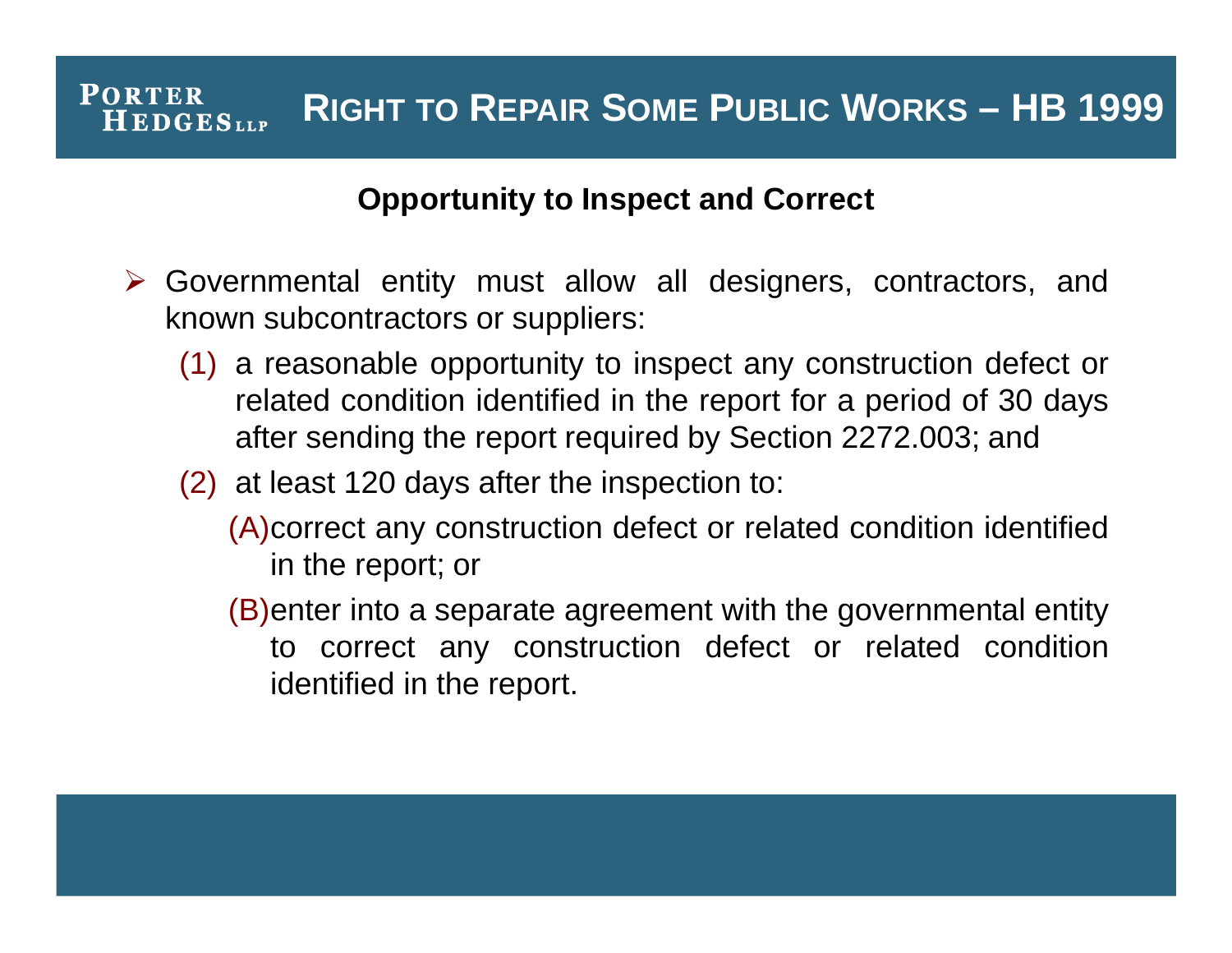# Right to Repair Some Public Works – HB 1999

## Opportunity to Inspect and Correct

- Governmental entity must allow all designers, contractors, and known subcontractors or suppliers:
  - (1) a reasonable opportunity to inspect any construction defect or related condition identified in the report for a period of 30 days after sending the report required by Section 2272.003; and
  - (2) at least 120 days after the inspection to:
    - (A) correct any construction defect or related condition identified in the report; or
    - (B) enter into a separate agreement with the governmental entity to correct any construction defect or related condition identified in the report.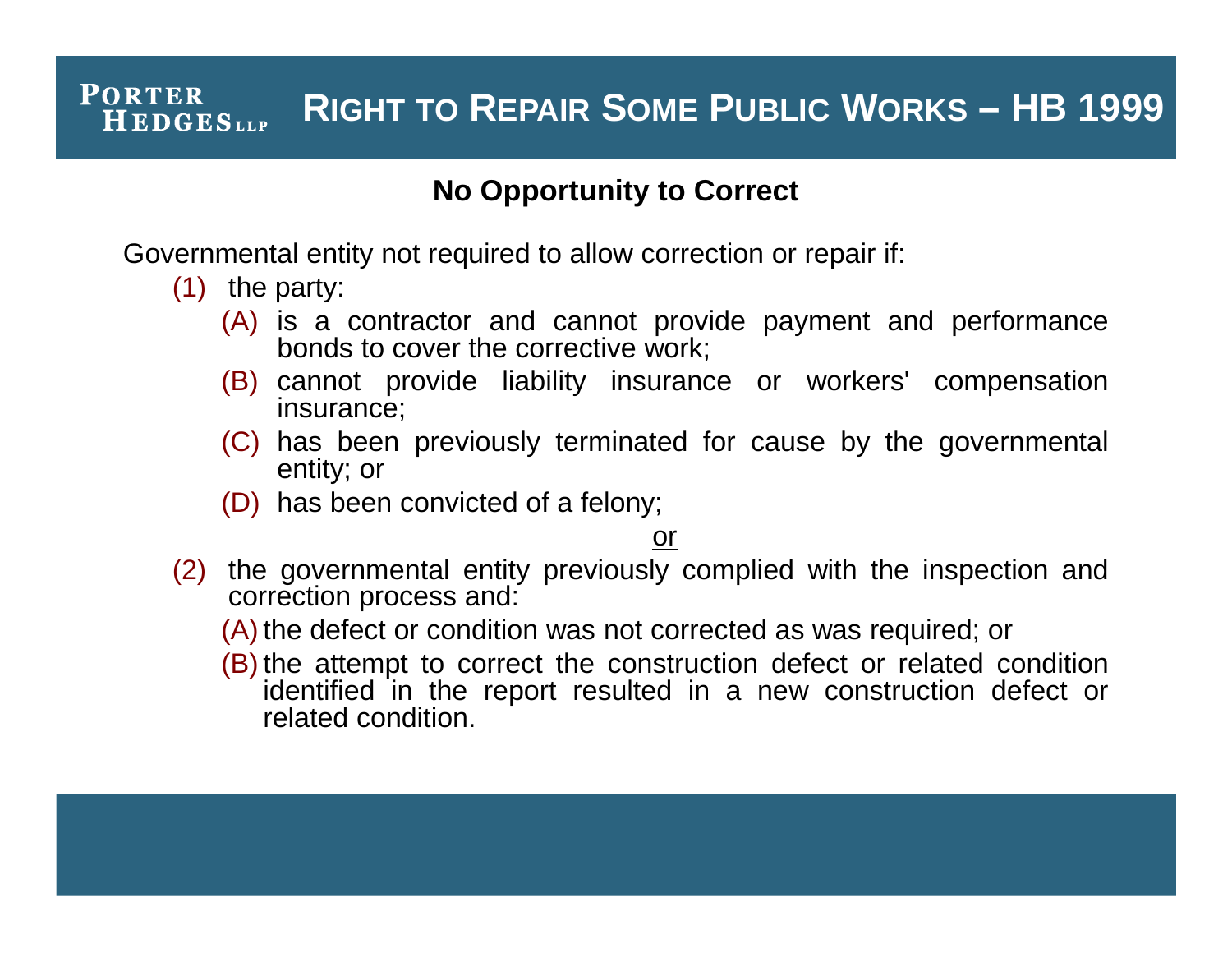# Right to Repair Some Public Works – HB 1999

## No Opportunity to Correct

Governmental entity not required to allow correction or repair if:

(1) the party:

  (A) is a contractor and cannot provide payment and performance bonds to cover the corrective work;

  (B) cannot provide liability insurance or workers' compensation insurance;

  (C) has been previously terminated for cause by the governmental entity; or

  (D) has been convicted of a felony;

<u>or</u>

(2) the governmental entity previously complied with the inspection and correction process and:

  (A) the defect or condition was not corrected as was required; or

  (B) the attempt to correct the construction defect or related condition identified in the report resulted in a new construction defect or related condition.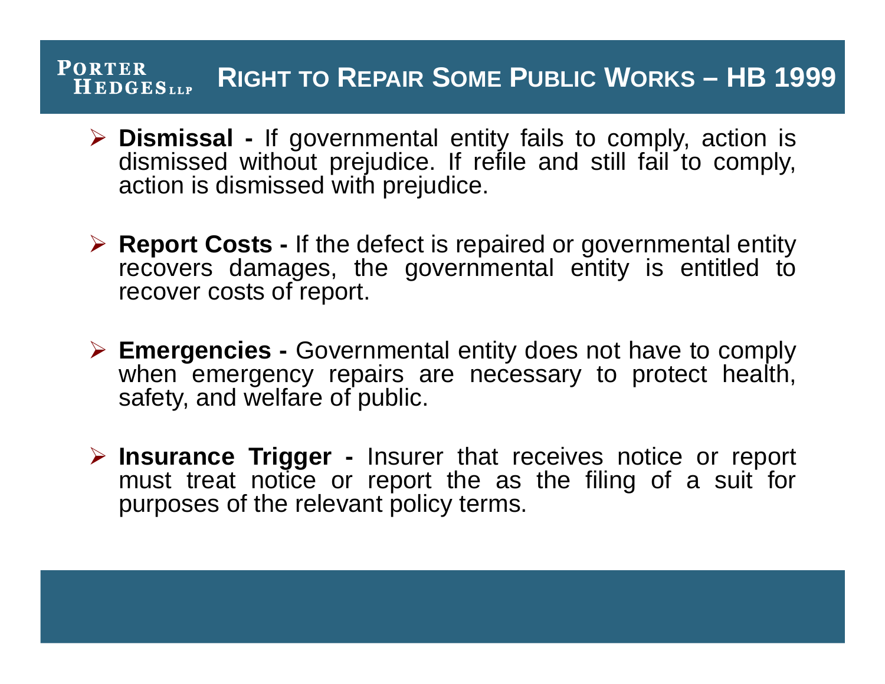## Right to Repair Some Public Works – HB 1999

- **Dismissal -** If governmental entity fails to comply, action is dismissed without prejudice. If refile and still fail to comply, action is dismissed with prejudice.

- **Report Costs -** If the defect is repaired or governmental entity recovers damages, the governmental entity is entitled to recover costs of report.

- **Emergencies -** Governmental entity does not have to comply when emergency repairs are necessary to protect health, safety, and welfare of public.

- **Insurance Trigger -** Insurer that receives notice or report must treat notice or report the as the filing of a suit for purposes of the relevant policy terms.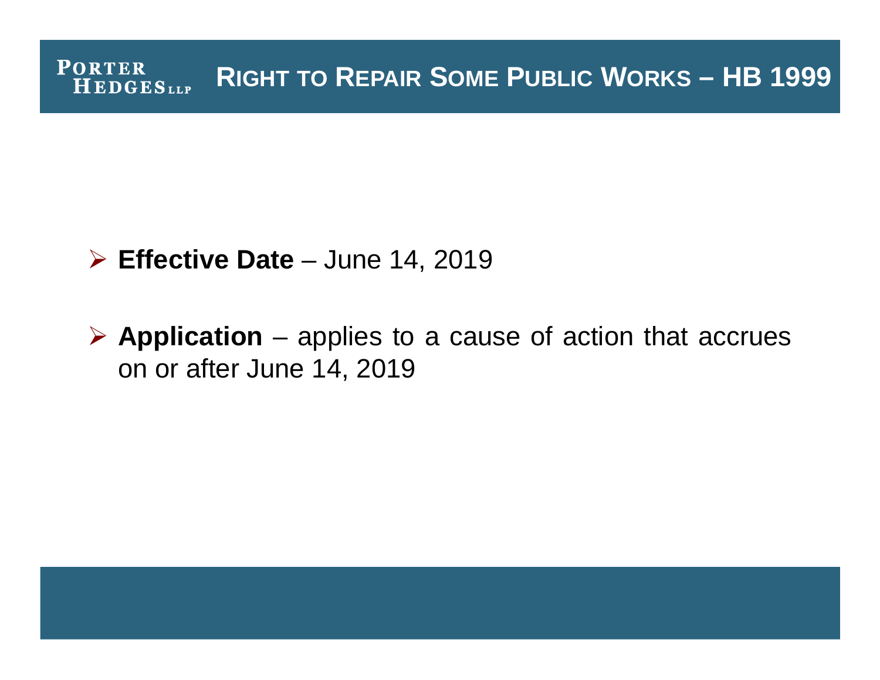# Right to Repair Some Public Works – HB 1999

- **Effective Date** – June 14, 2019
- **Application** – applies to a cause of action that accrues on or after June 14, 2019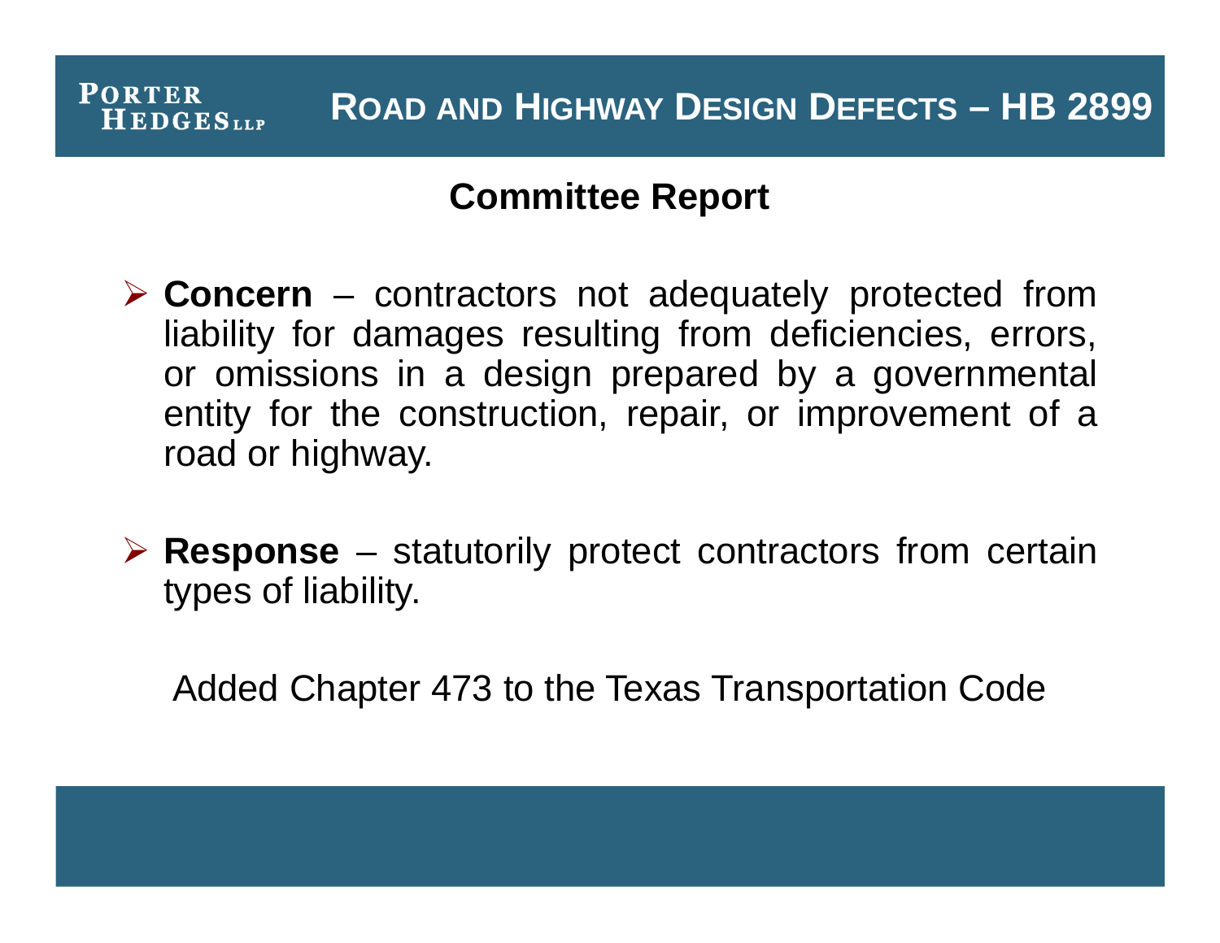# ROAD AND HIGHWAY DESIGN DEFECTS – HB 2899

## Committee Report

- **Concern** – contractors not adequately protected from liability for damages resulting from deficiencies, errors, or omissions in a design prepared by a governmental entity for the construction, repair, or improvement of a road or highway.

- **Response** – statutorily protect contractors from certain types of liability.

Added Chapter 473 to the Texas Transportation Code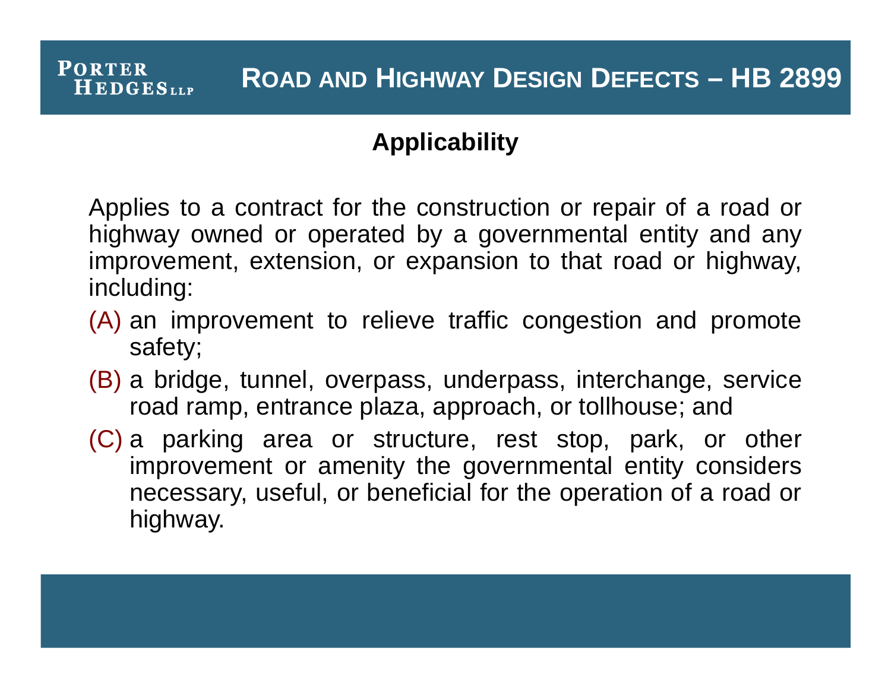# Road and Highway Design Defects – HB 2899

## Applicability

Applies to a contract for the construction or repair of a road or highway owned or operated by a governmental entity and any improvement, extension, or expansion to that road or highway, including:

(A) an improvement to relieve traffic congestion and promote safety;

(B) a bridge, tunnel, overpass, underpass, interchange, service road ramp, entrance plaza, approach, or tollhouse; and

(C) a parking area or structure, rest stop, park, or other improvement or amenity the governmental entity considers necessary, useful, or beneficial for the operation of a road or highway.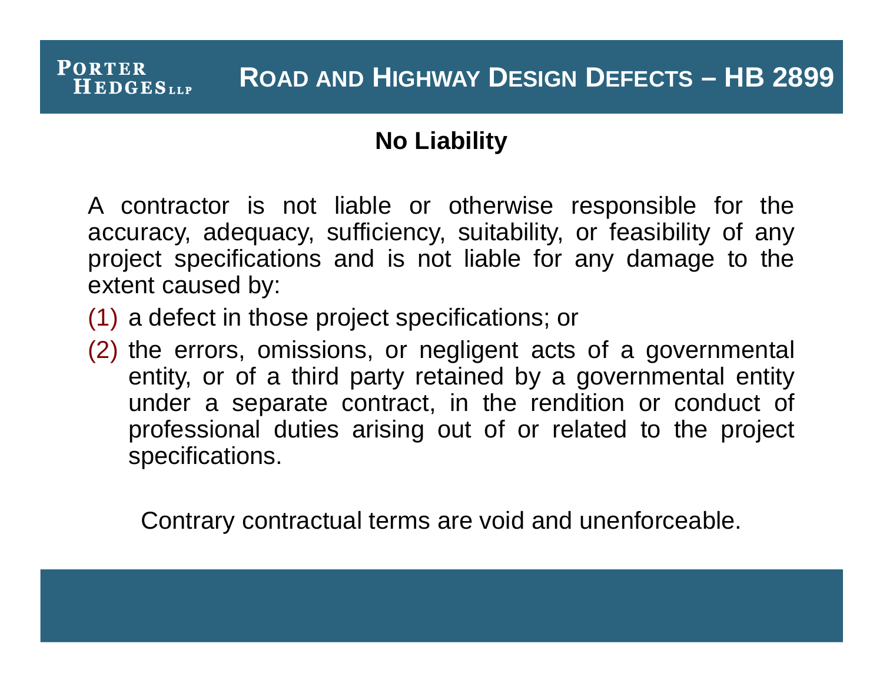# Road and Highway Design Defects – HB 2899

## No Liability

A contractor is not liable or otherwise responsible for the accuracy, adequacy, sufficiency, suitability, or feasibility of any project specifications and is not liable for any damage to the extent caused by:

(1) a defect in those project specifications; or

(2) the errors, omissions, or negligent acts of a governmental entity, or of a third party retained by a governmental entity under a separate contract, in the rendition or conduct of professional duties arising out of or related to the project specifications.

Contrary contractual terms are void and unenforceable.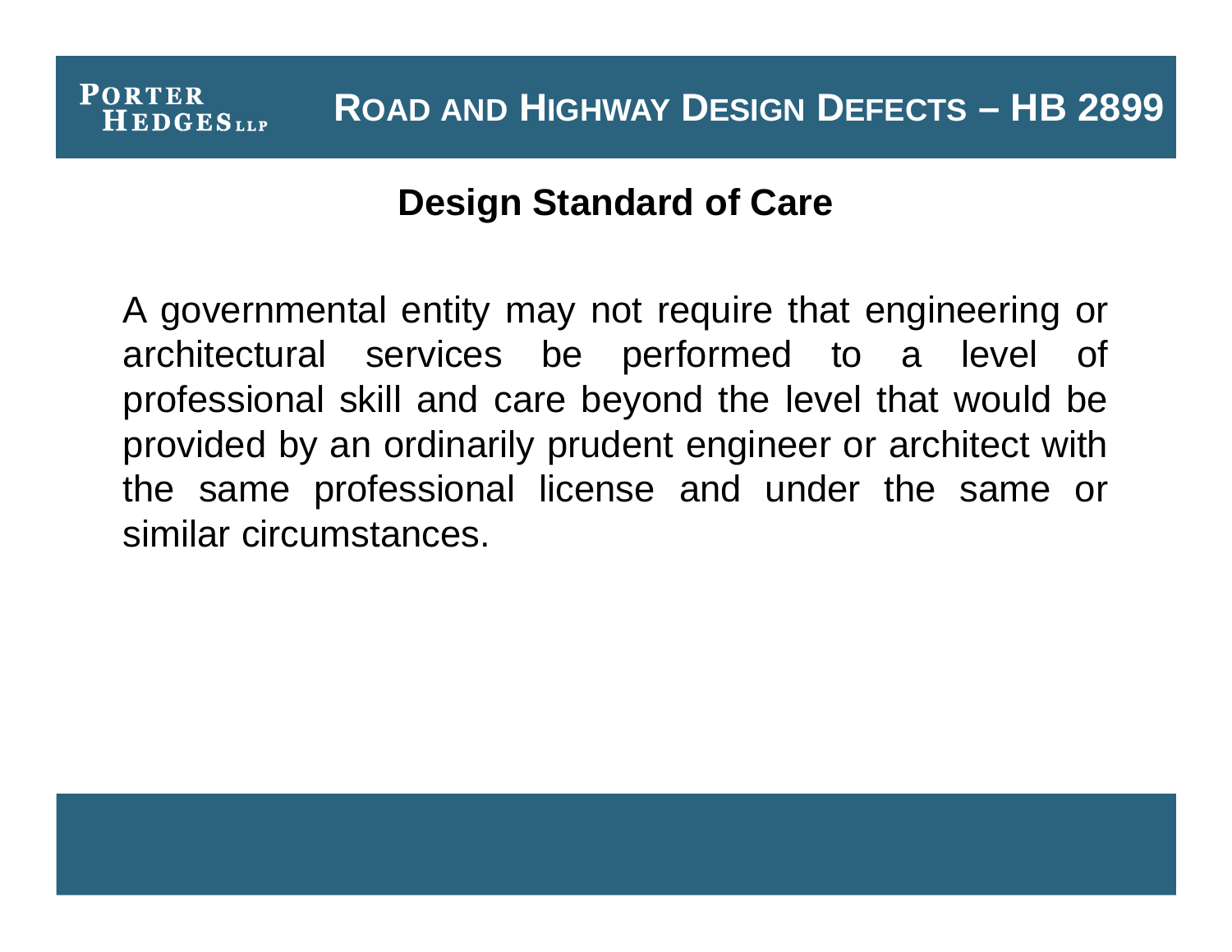# Road and Highway Design Defects – HB 2899

## Design Standard of Care

A governmental entity may not require that engineering or architectural services be performed to a level of professional skill and care beyond the level that would be provided by an ordinarily prudent engineer or architect with the same professional license and under the same or similar circumstances.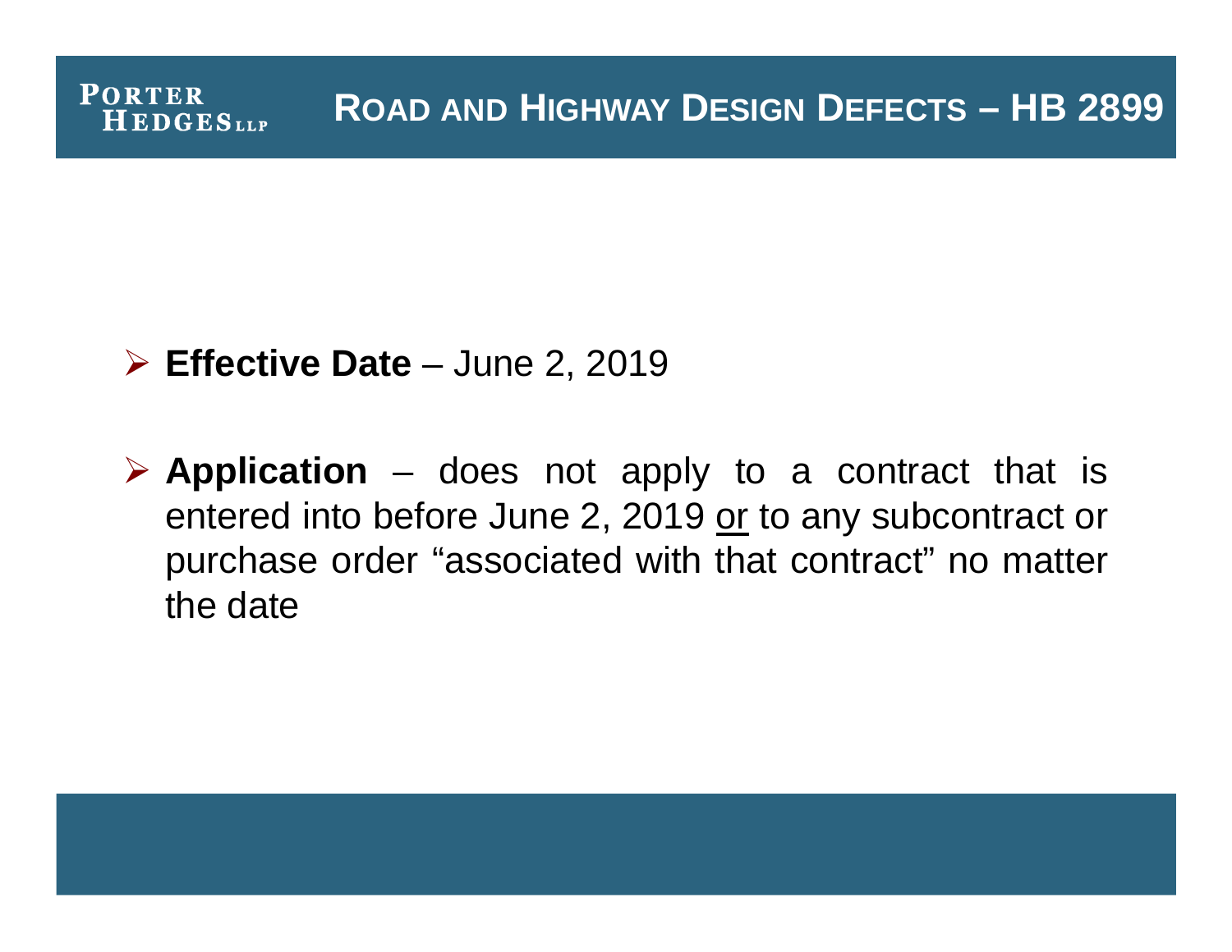## Road and Highway Design Defects – HB 2899

- **Effective Date** – June 2, 2019

- **Application** – does not apply to a contract that is entered into before June 2, 2019 <u>or</u> to any subcontract or purchase order "associated with that contract" no matter the date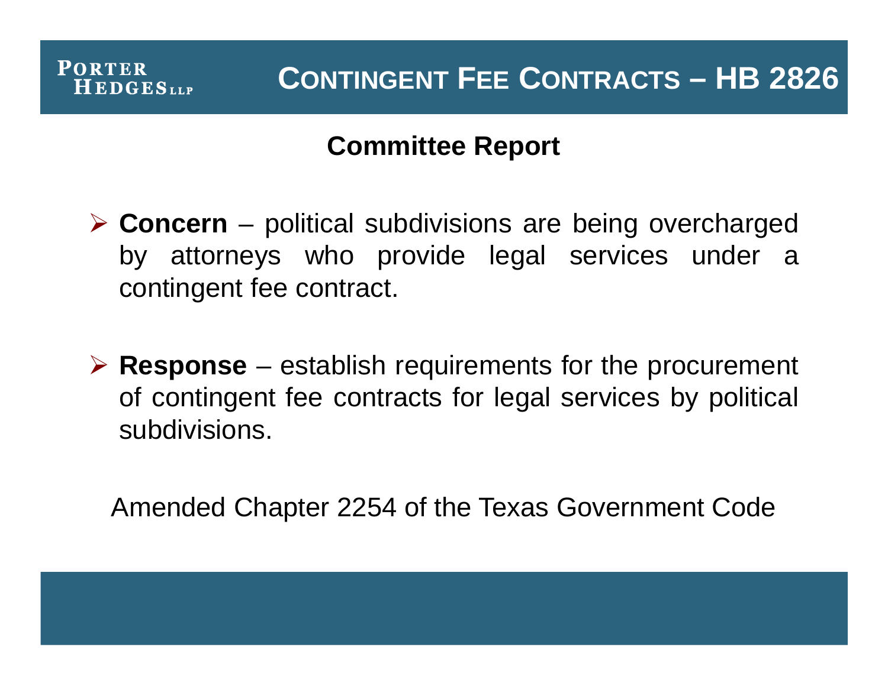# Contingent Fee Contracts – HB 2826

## Committee Report

- **Concern** – political subdivisions are being overcharged by attorneys who provide legal services under a contingent fee contract.

- **Response** – establish requirements for the procurement of contingent fee contracts for legal services by political subdivisions.

Amended Chapter 2254 of the Texas Government Code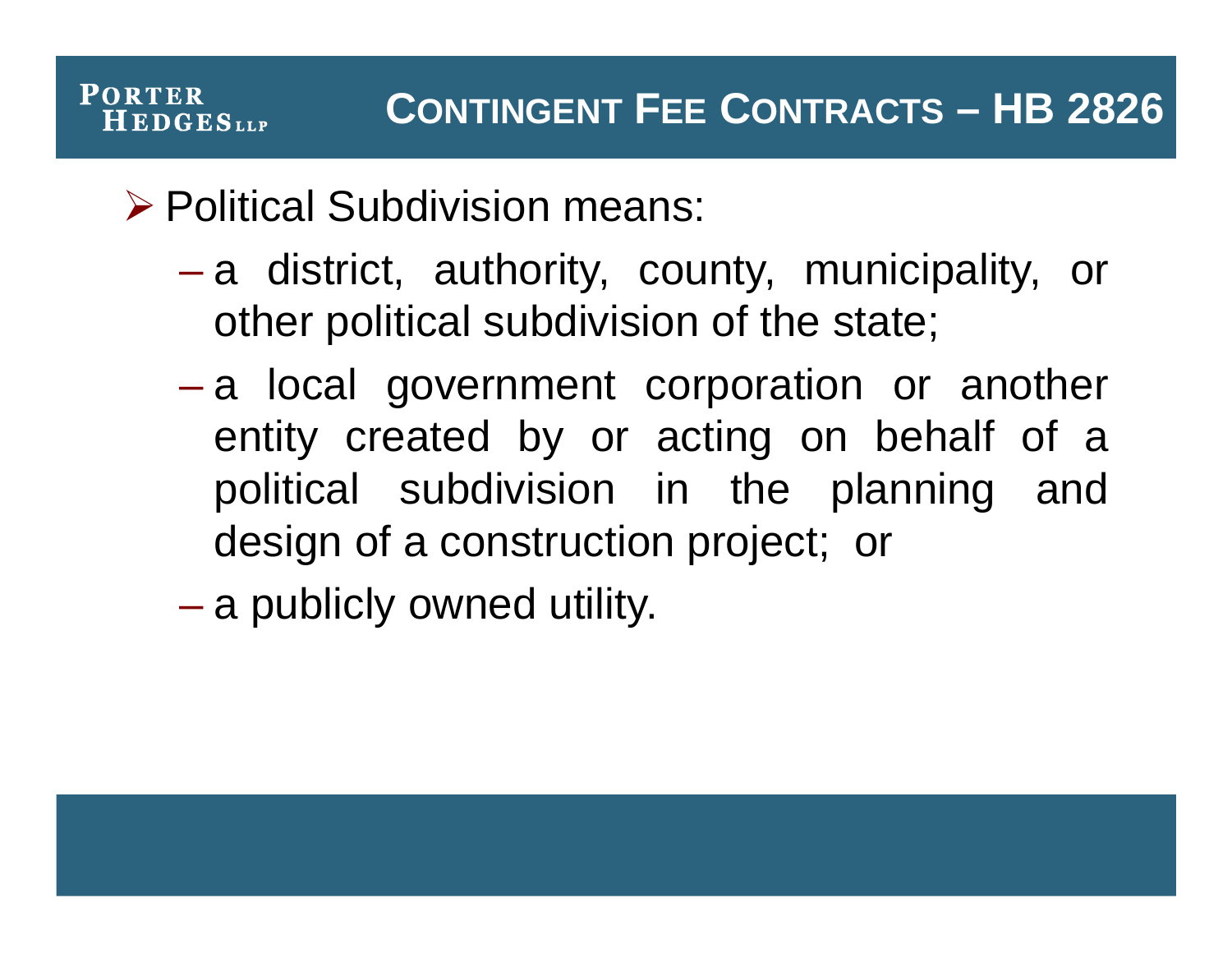# CONTINGENT FEE CONTRACTS – HB 2826

- Political Subdivision means:
  - a district, authority, county, municipality, or other political subdivision of the state;
  - a local government corporation or another entity created by or acting on behalf of a political subdivision in the planning and design of a construction project; or
  - a publicly owned utility.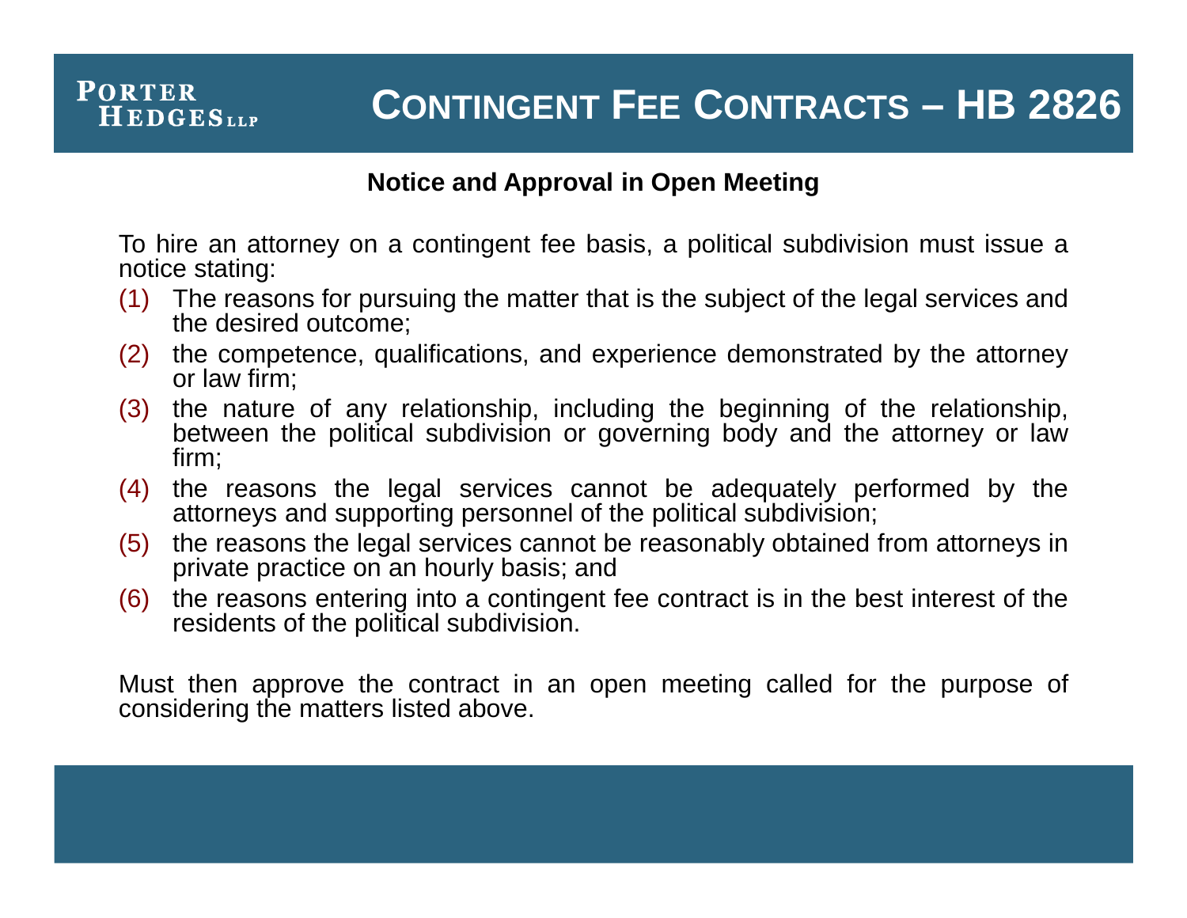# Contingent Fee Contracts – HB 2826

## Notice and Approval in Open Meeting

To hire an attorney on a contingent fee basis, a political subdivision must issue a notice stating:

(1) The reasons for pursuing the matter that is the subject of the legal services and the desired outcome;

(2) the competence, qualifications, and experience demonstrated by the attorney or law firm;

(3) the nature of any relationship, including the beginning of the relationship, between the political subdivision or governing body and the attorney or law firm;

(4) the reasons the legal services cannot be adequately performed by the attorneys and supporting personnel of the political subdivision;

(5) the reasons the legal services cannot be reasonably obtained from attorneys in private practice on an hourly basis; and

(6) the reasons entering into a contingent fee contract is in the best interest of the residents of the political subdivision.

Must then approve the contract in an open meeting called for the purpose of considering the matters listed above.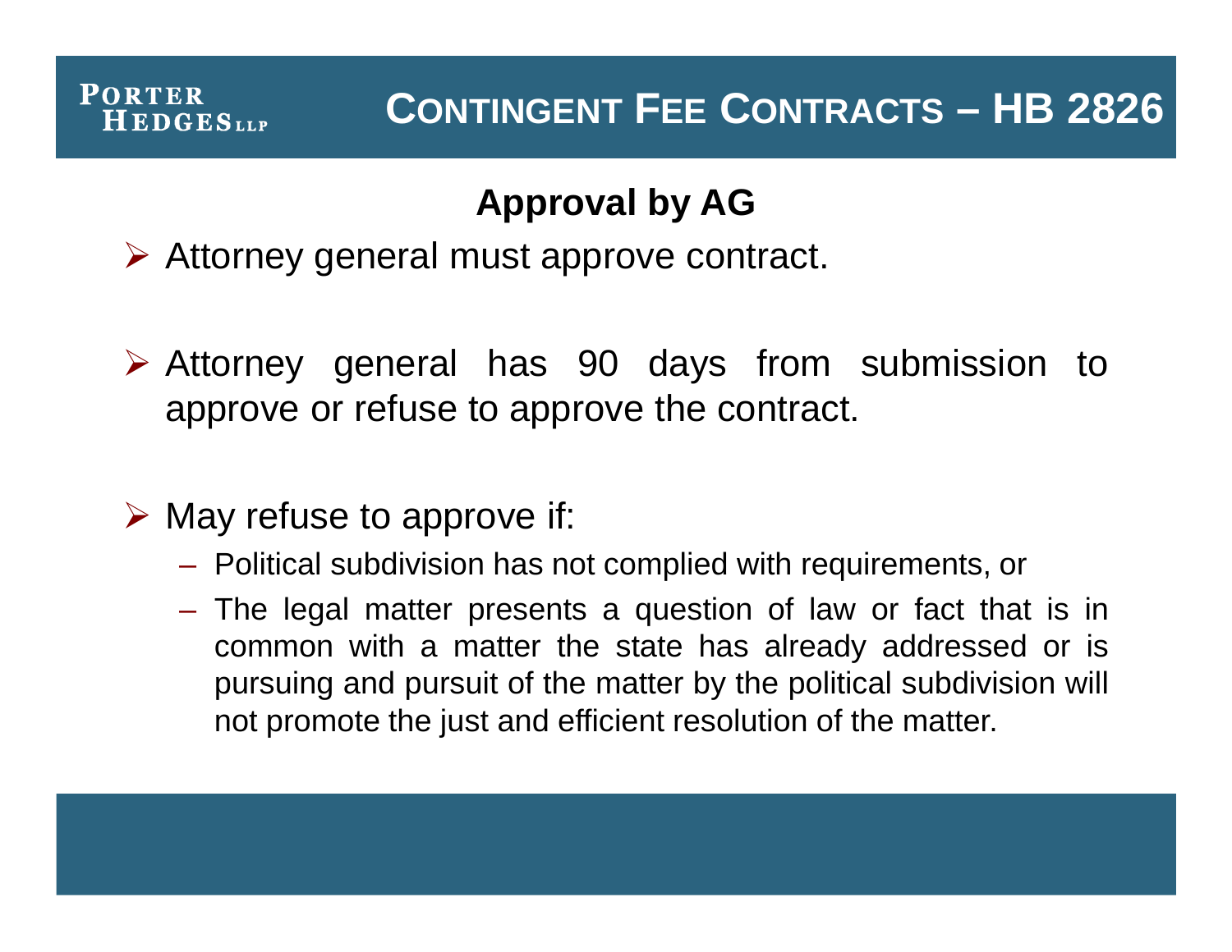# CONTINGENT FEE CONTRACTS – HB 2826

## Approval by AG

- Attorney general must approve contract.
- Attorney general has 90 days from submission to approve or refuse to approve the contract.
- May refuse to approve if:
  - Political subdivision has not complied with requirements, or
  - The legal matter presents a question of law or fact that is in common with a matter the state has already addressed or is pursuing and pursuit of the matter by the political subdivision will not promote the just and efficient resolution of the matter.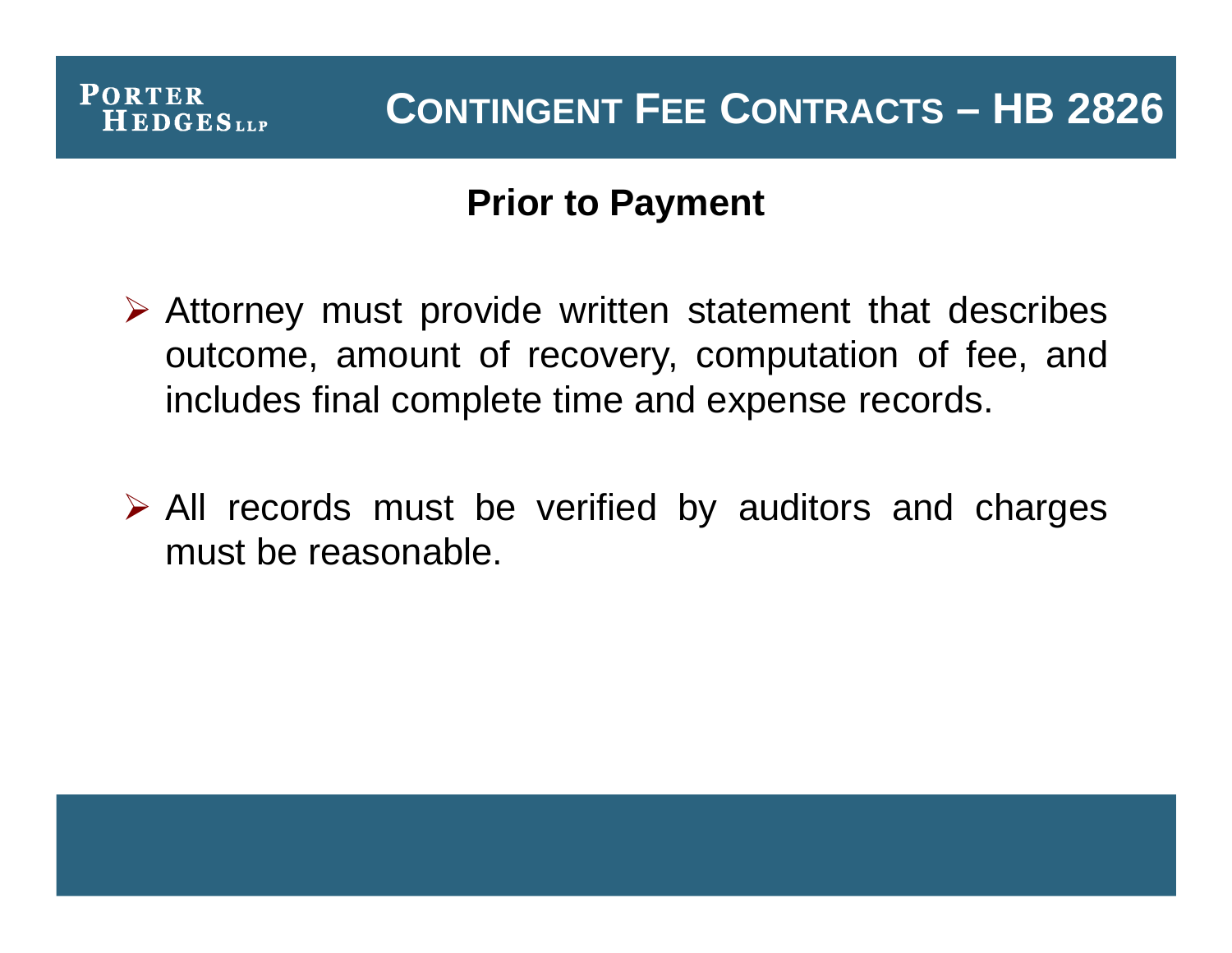# Contingent Fee Contracts – HB 2826

## Prior to Payment

- Attorney must provide written statement that describes outcome, amount of recovery, computation of fee, and includes final complete time and expense records.

- All records must be verified by auditors and charges must be reasonable.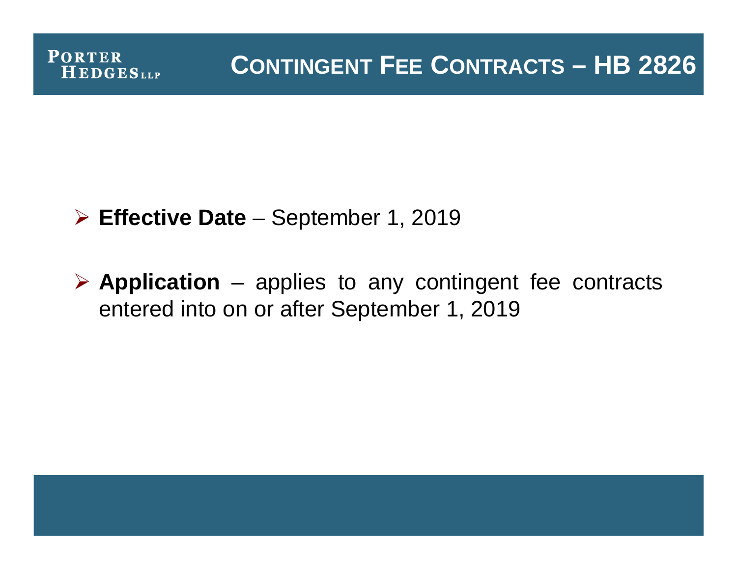# Contingent Fee Contracts – HB 2826

- **Effective Date** – September 1, 2019
- **Application** – applies to any contingent fee contracts entered into on or after September 1, 2019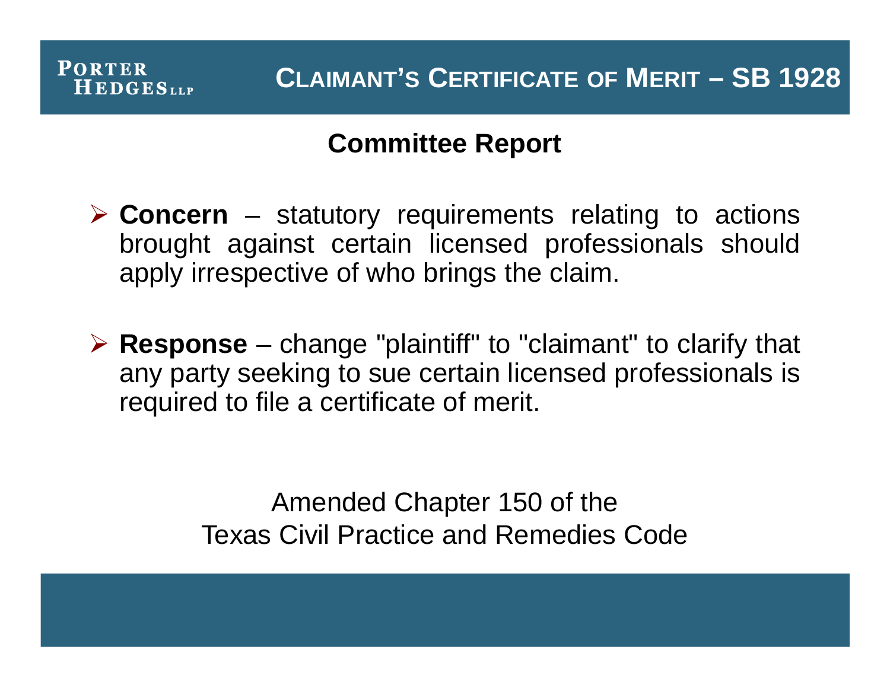# CLAIMANT'S CERTIFICATE OF MERIT – SB 1928

## Committee Report

- **Concern** – statutory requirements relating to actions brought against certain licensed professionals should apply irrespective of who brings the claim.

- **Response** – change "plaintiff" to "claimant" to clarify that any party seeking to sue certain licensed professionals is required to file a certificate of merit.

Amended Chapter 150 of the
Texas Civil Practice and Remedies Code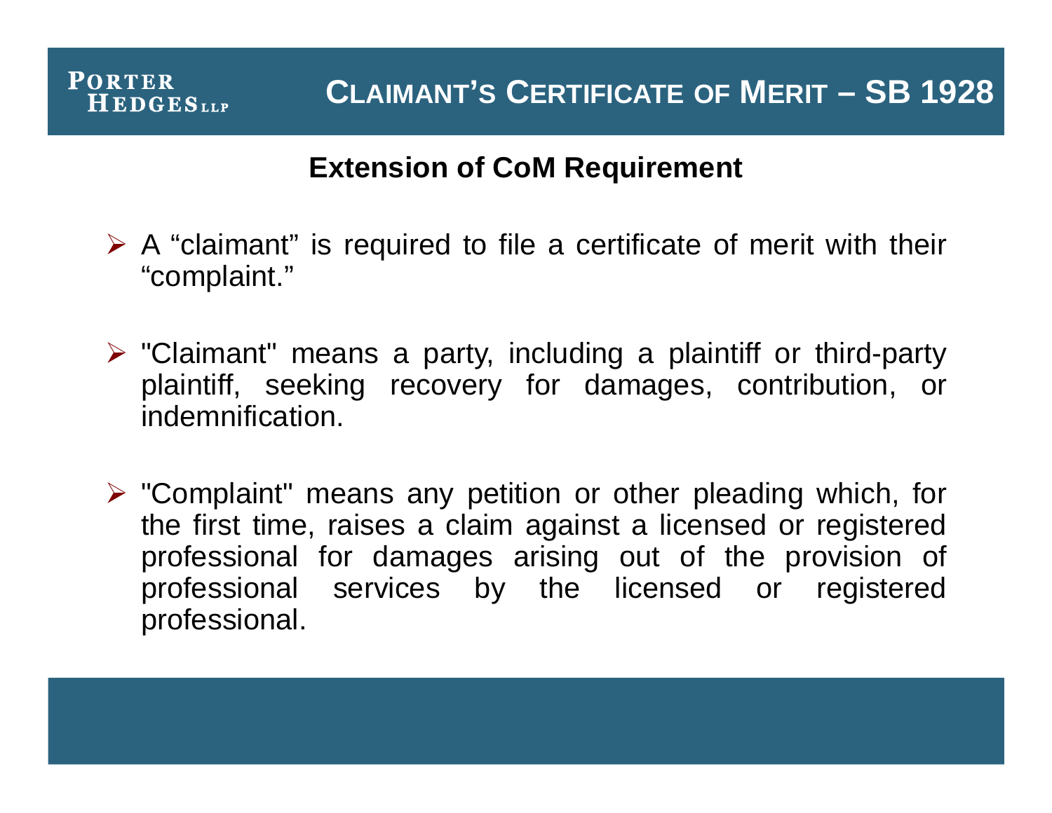# Claimant's Certificate of Merit – SB 1928

## Extension of CoM Requirement

- A "claimant" is required to file a certificate of merit with their "complaint."

- "Claimant" means a party, including a plaintiff or third-party plaintiff, seeking recovery for damages, contribution, or indemnification.

- "Complaint" means any petition or other pleading which, for the first time, raises a claim against a licensed or registered professional for damages arising out of the provision of professional services by the licensed or registered professional.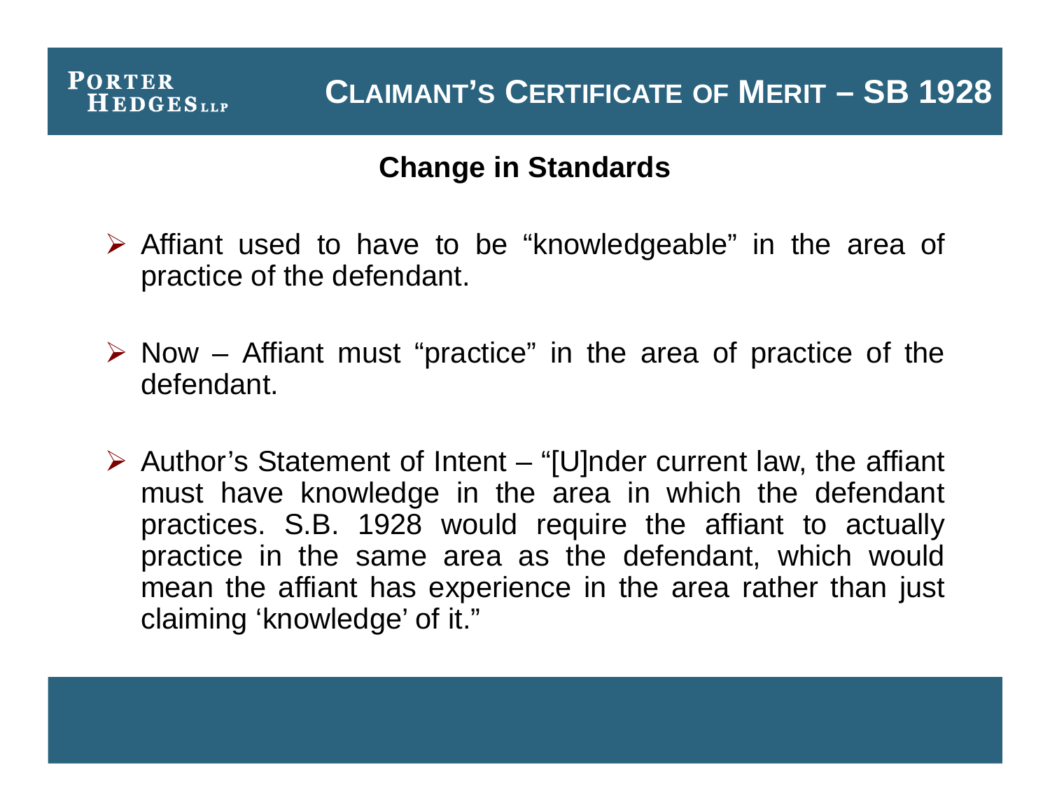# CLAIMANT'S CERTIFICATE OF MERIT – SB 1928

## Change in Standards

- Affiant used to have to be "knowledgeable" in the area of practice of the defendant.
- Now – Affiant must "practice" in the area of practice of the defendant.
- Author's Statement of Intent – "[U]nder current law, the affiant must have knowledge in the area in which the defendant practices. S.B. 1928 would require the affiant to actually practice in the same area as the defendant, which would mean the affiant has experience in the area rather than just claiming 'knowledge' of it."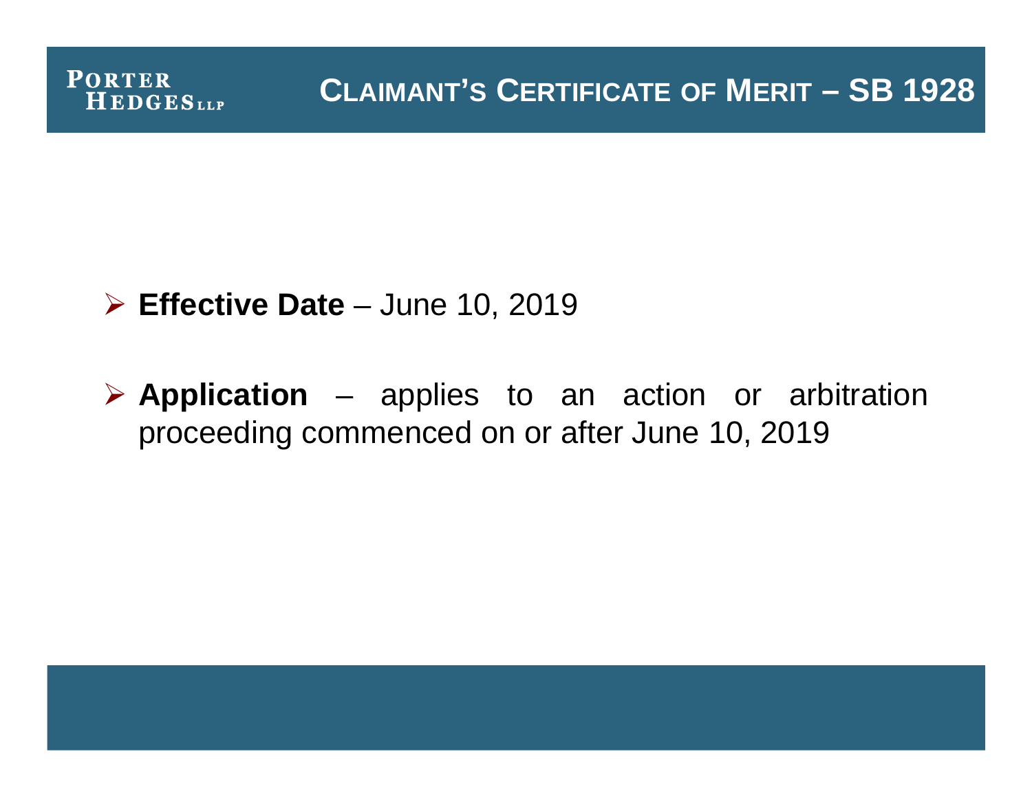# Claimant's Certificate of Merit – SB 1928

- **Effective Date** – June 10, 2019
- **Application** – applies to an action or arbitration proceeding commenced on or after June 10, 2019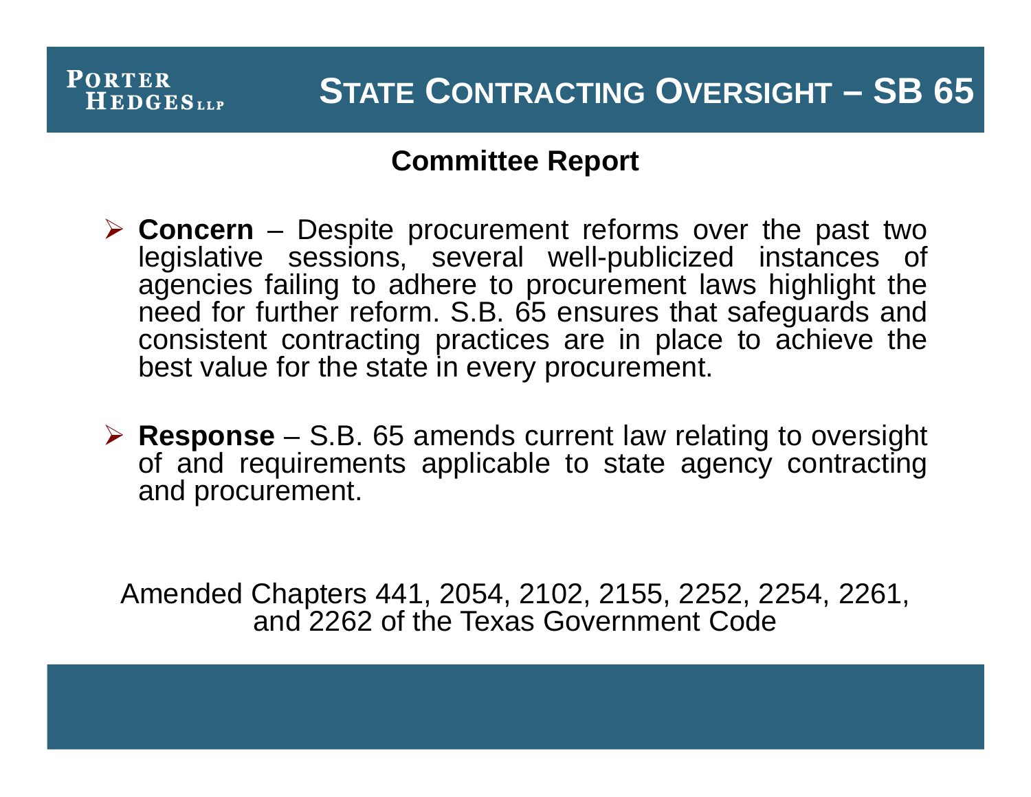# State Contracting Oversight – SB 65

## Committee Report

- **Concern** – Despite procurement reforms over the past two legislative sessions, several well-publicized instances of agencies failing to adhere to procurement laws highlight the need for further reform. S.B. 65 ensures that safeguards and consistent contracting practices are in place to achieve the best value for the state in every procurement.
- **Response** – S.B. 65 amends current law relating to oversight of and requirements applicable to state agency contracting and procurement.

Amended Chapters 441, 2054, 2102, 2155, 2252, 2254, 2261, and 2262 of the Texas Government Code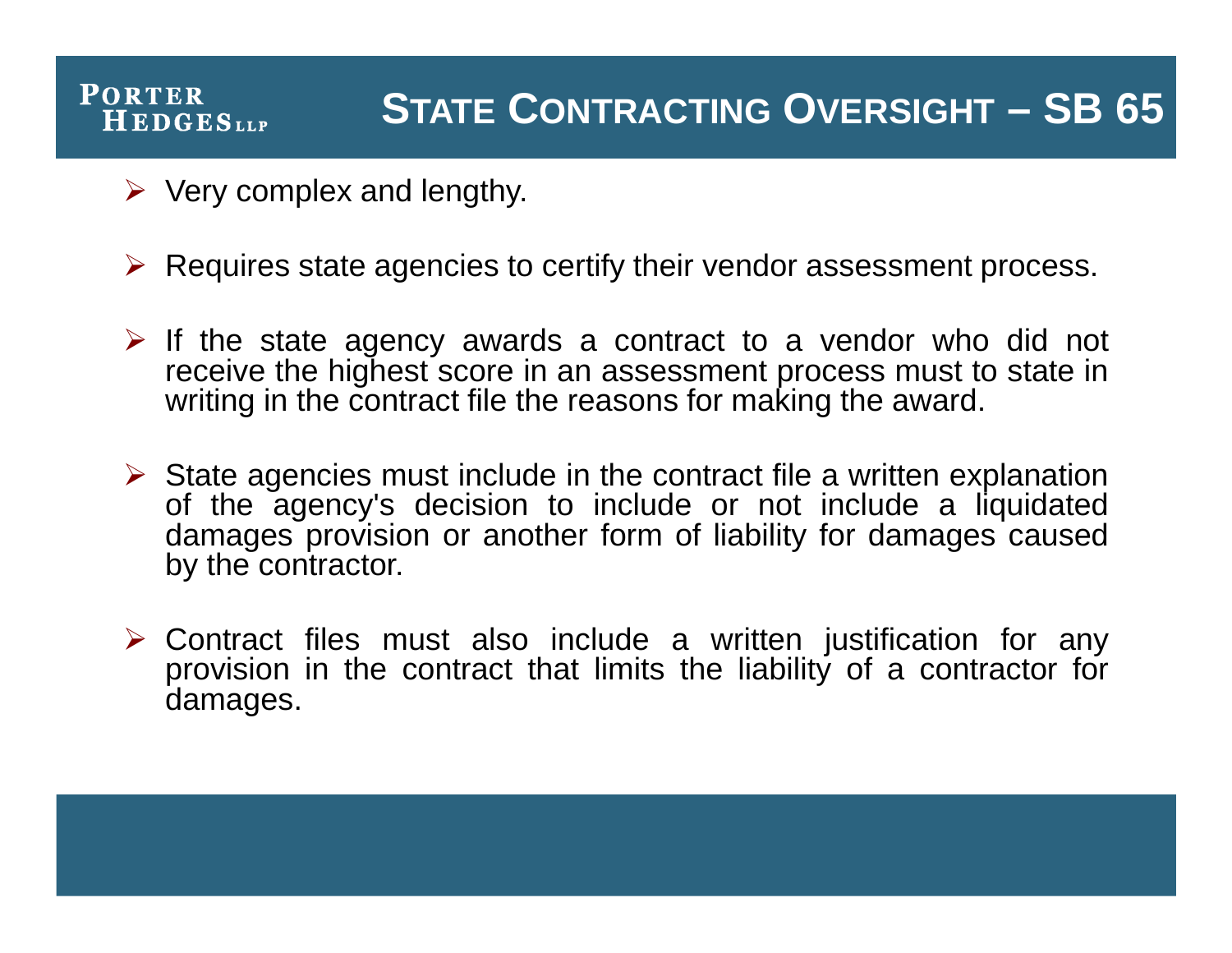# State Contracting Oversight – SB 65

- Very complex and lengthy.
- Requires state agencies to certify their vendor assessment process.
- If the state agency awards a contract to a vendor who did not receive the highest score in an assessment process must to state in writing in the contract file the reasons for making the award.
- State agencies must include in the contract file a written explanation of the agency's decision to include or not include a liquidated damages provision or another form of liability for damages caused by the contractor.
- Contract files must also include a written justification for any provision in the contract that limits the liability of a contractor for damages.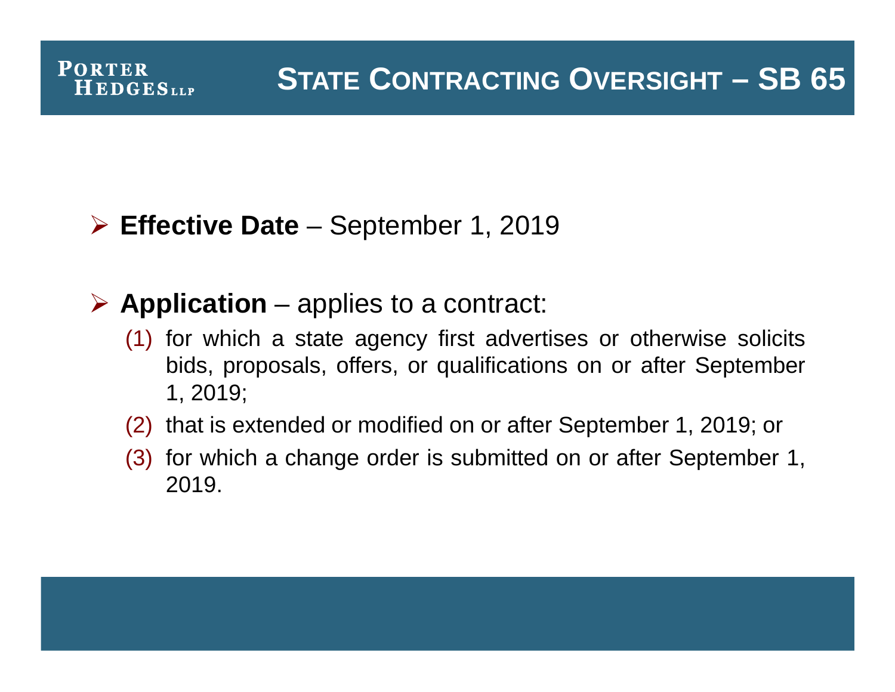# STATE CONTRACTING OVERSIGHT – SB 65

- **Effective Date** – September 1, 2019

- **Application** – applies to a contract:
  (1) for which a state agency first advertises or otherwise solicits bids, proposals, offers, or qualifications on or after September 1, 2019;
  (2) that is extended or modified on or after September 1, 2019; or
  (3) for which a change order is submitted on or after September 1, 2019.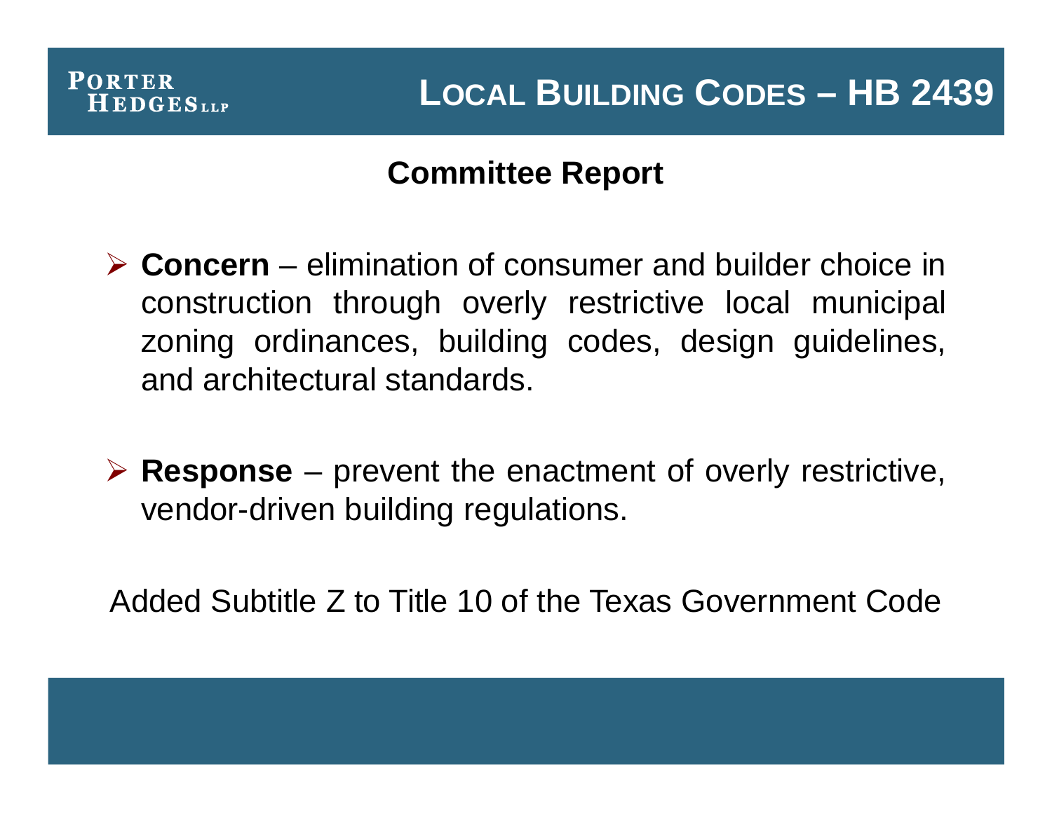# Local Building Codes – HB 2439

## Committee Report

- **Concern** – elimination of consumer and builder choice in construction through overly restrictive local municipal zoning ordinances, building codes, design guidelines, and architectural standards.

- **Response** – prevent the enactment of overly restrictive, vendor-driven building regulations.

Added Subtitle Z to Title 10 of the Texas Government Code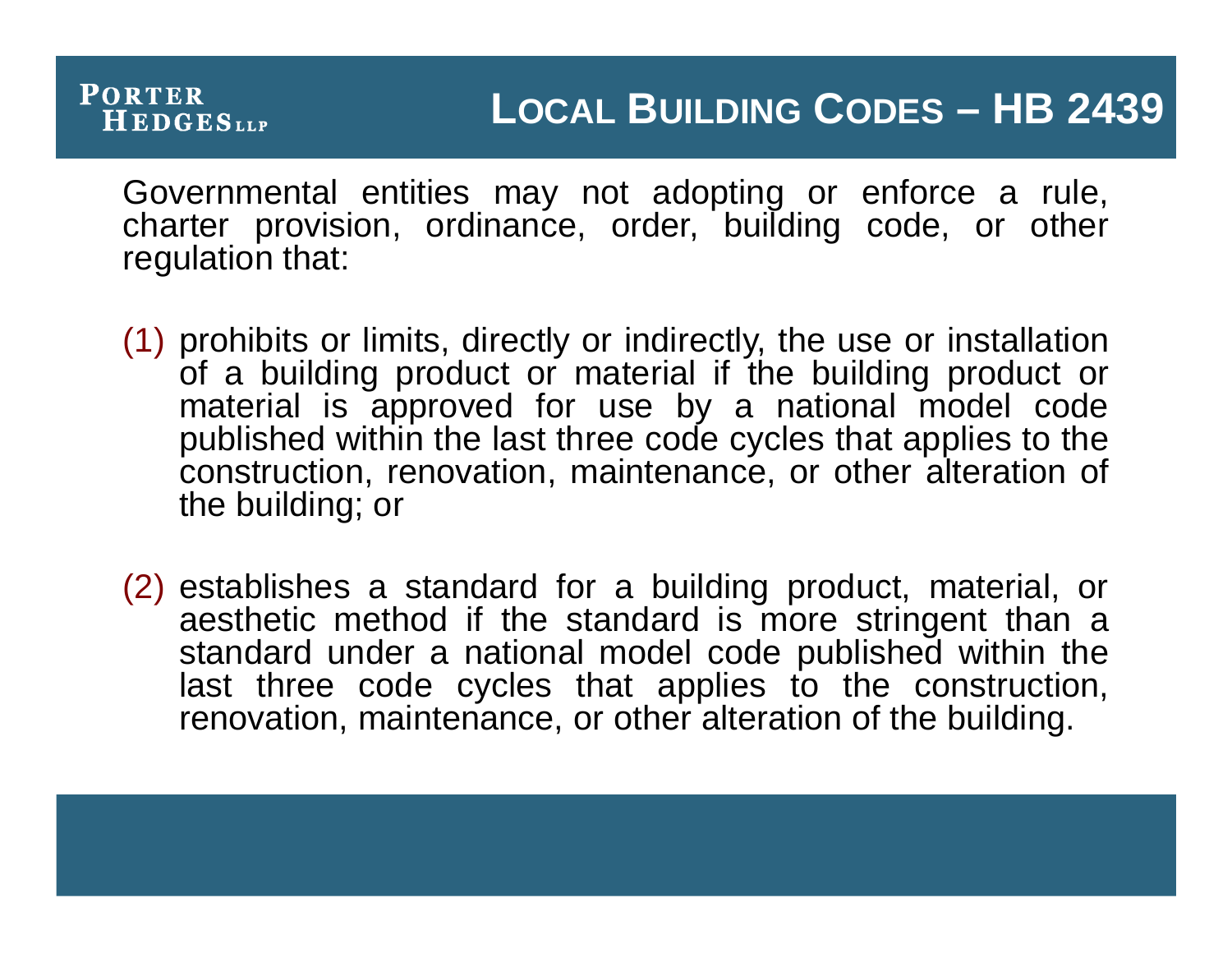## Local Building Codes – HB 2439

Governmental entities may not adopting or enforce a rule, charter provision, ordinance, order, building code, or other regulation that:

(1) prohibits or limits, directly or indirectly, the use or installation of a building product or material if the building product or material is approved for use by a national model code published within the last three code cycles that applies to the construction, renovation, maintenance, or other alteration of the building; or

(2) establishes a standard for a building product, material, or aesthetic method if the standard is more stringent than a standard under a national model code published within the last three code cycles that applies to the construction, renovation, maintenance, or other alteration of the building.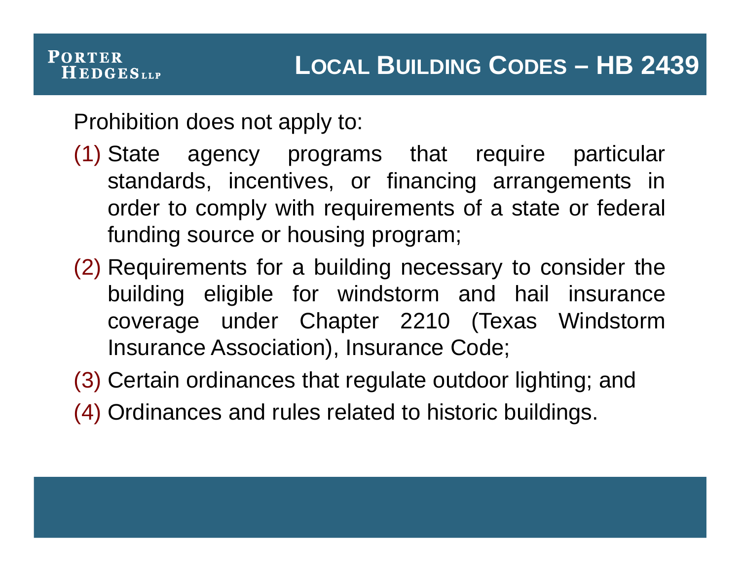# Local Building Codes – HB 2439

Prohibition does not apply to:

(1) State agency programs that require particular standards, incentives, or financing arrangements in order to comply with requirements of a state or federal funding source or housing program;

(2) Requirements for a building necessary to consider the building eligible for windstorm and hail insurance coverage under Chapter 2210 (Texas Windstorm Insurance Association), Insurance Code;

(3) Certain ordinances that regulate outdoor lighting; and

(4) Ordinances and rules related to historic buildings.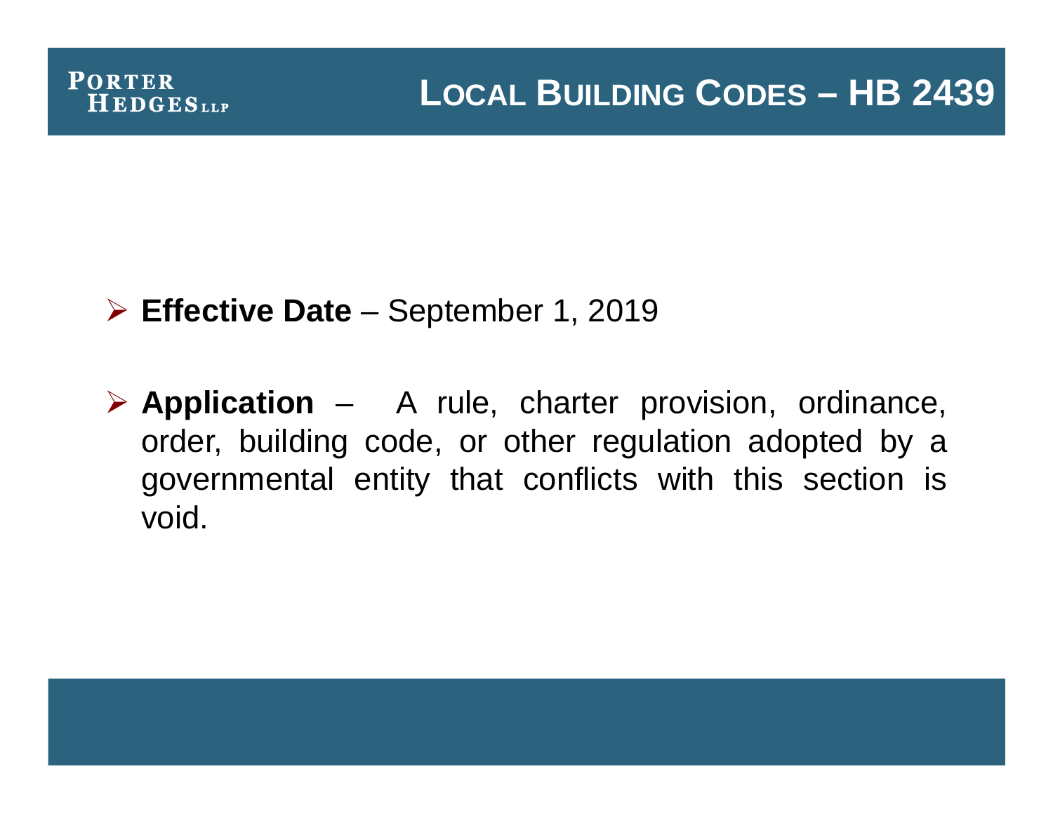# LOCAL BUILDING CODES – HB 2439

- **Effective Date** – September 1, 2019
- **Application** – A rule, charter provision, ordinance, order, building code, or other regulation adopted by a governmental entity that conflicts with this section is void.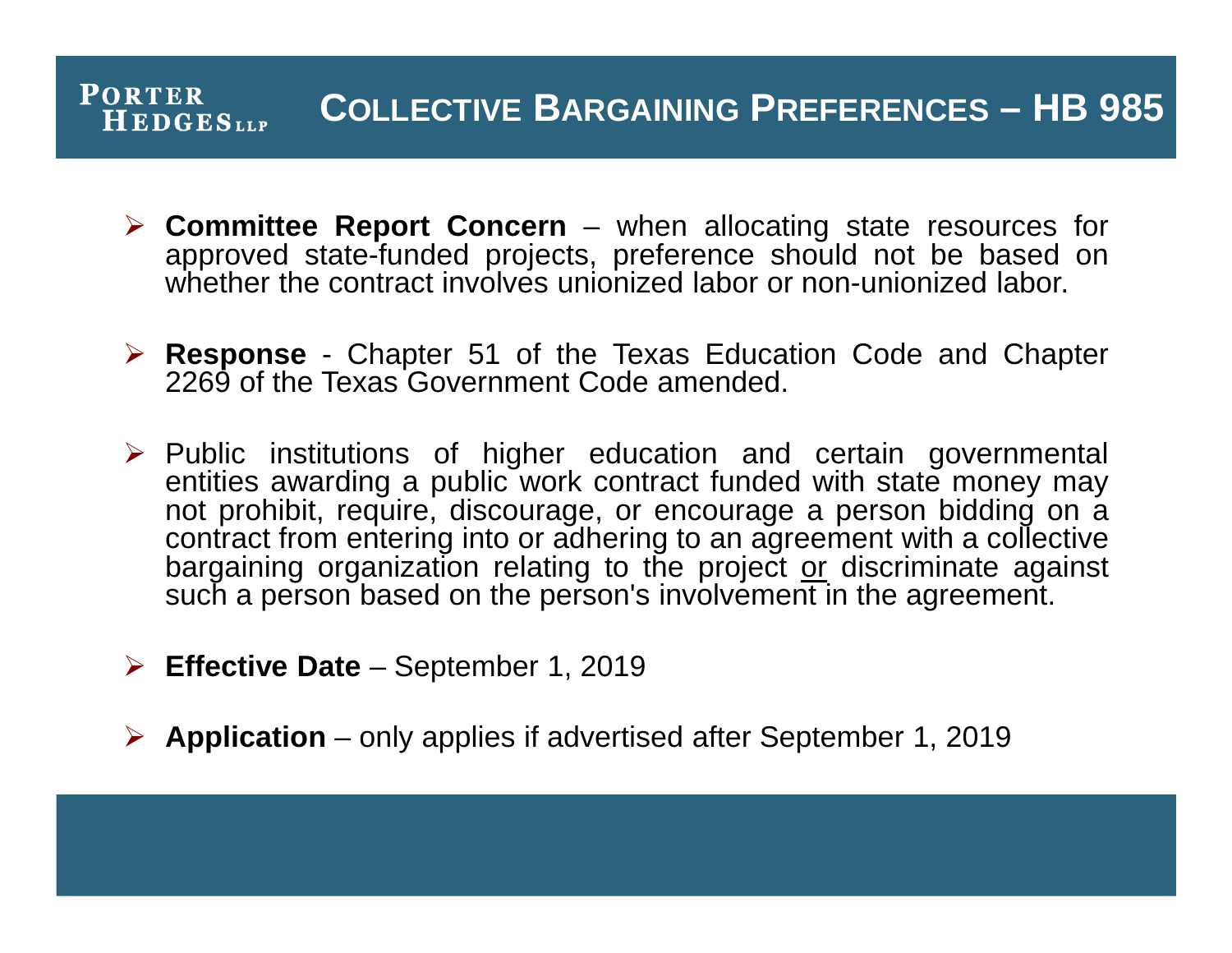## COLLECTIVE BARGAINING PREFERENCES – HB 985

- **Committee Report Concern** – when allocating state resources for approved state-funded projects, preference should not be based on whether the contract involves unionized labor or non-unionized labor.

- **Response** - Chapter 51 of the Texas Education Code and Chapter 2269 of the Texas Government Code amended.

- Public institutions of higher education and certain governmental entities awarding a public work contract funded with state money may not prohibit, require, discourage, or encourage a person bidding on a contract from entering into or adhering to an agreement with a collective bargaining organization relating to the project <u>or</u> discriminate against such a person based on the person's involvement in the agreement.

- **Effective Date** – September 1, 2019

- **Application** – only applies if advertised after September 1, 2019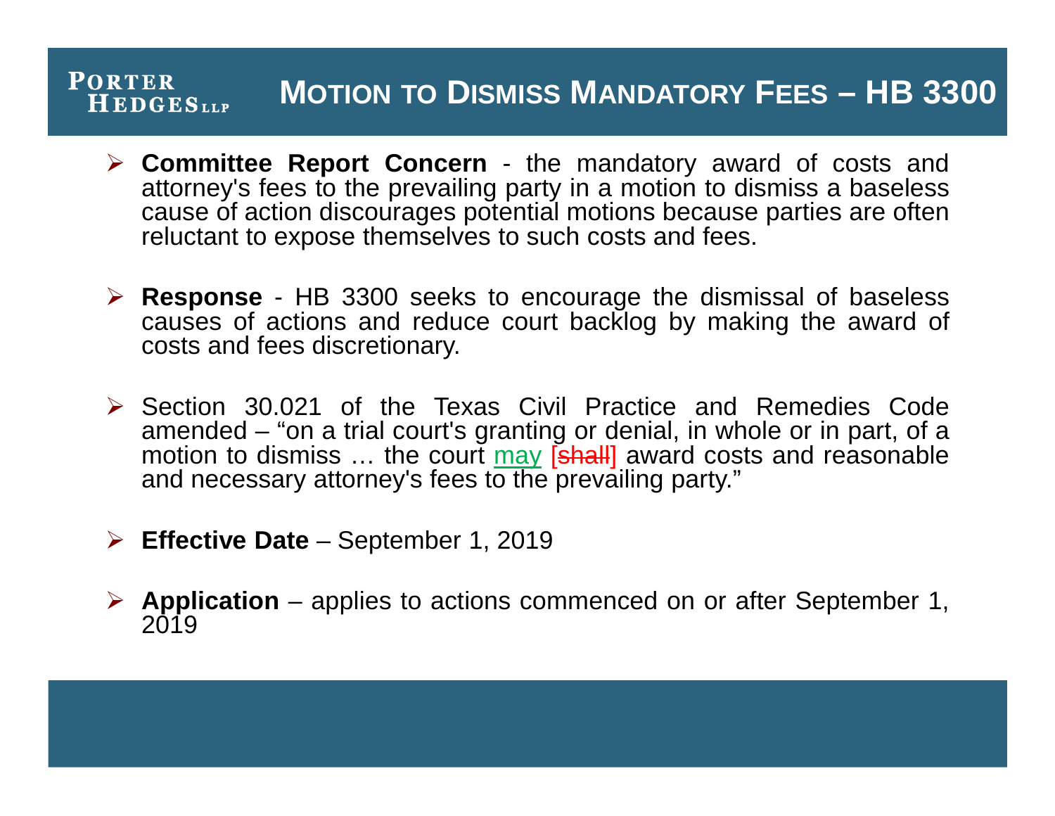# Motion to Dismiss Mandatory Fees – HB 3300

- **Committee Report Concern** - the mandatory award of costs and attorney's fees to the prevailing party in a motion to dismiss a baseless cause of action discourages potential motions because parties are often reluctant to expose themselves to such costs and fees.

- **Response** - HB 3300 seeks to encourage the dismissal of baseless causes of actions and reduce court backlog by making the award of costs and fees discretionary.

- Section 30.021 of the Texas Civil Practice and Remedies Code amended – "on a trial court's granting or denial, in whole or in part, of a motion to dismiss … the court <u>may</u> [~~shall~~] award costs and reasonable and necessary attorney's fees to the prevailing party."

- **Effective Date** – September 1, 2019

- **Application** – applies to actions commenced on or after September 1, 2019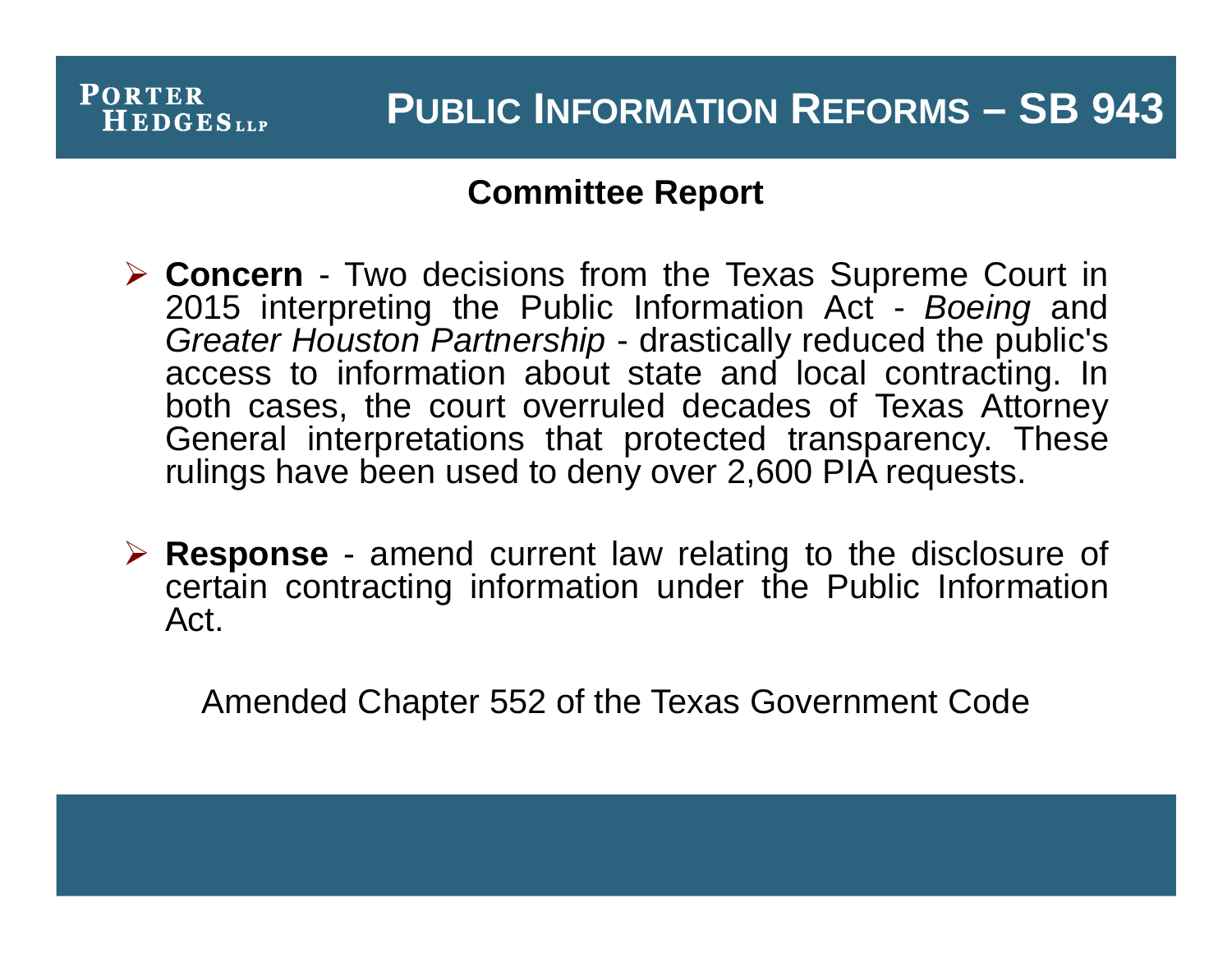# PUBLIC INFORMATION REFORMS – SB 943

## Committee Report

- **Concern** - Two decisions from the Texas Supreme Court in 2015 interpreting the Public Information Act - *Boeing* and *Greater Houston Partnership* - drastically reduced the public's access to information about state and local contracting. In both cases, the court overruled decades of Texas Attorney General interpretations that protected transparency. These rulings have been used to deny over 2,600 PIA requests.

- **Response** - amend current law relating to the disclosure of certain contracting information under the Public Information Act.

Amended Chapter 552 of the Texas Government Code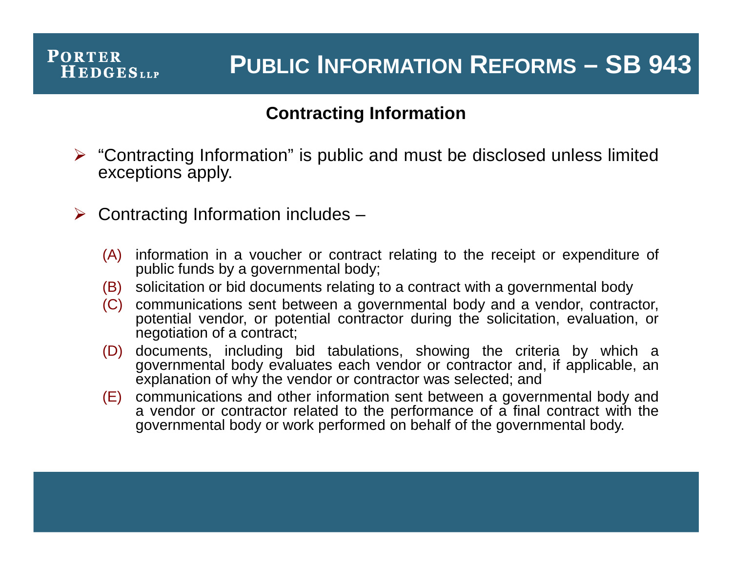# PUBLIC INFORMATION REFORMS – SB 943

## Contracting Information

- "Contracting Information" is public and must be disclosed unless limited exceptions apply.

- Contracting Information includes –

  (A) information in a voucher or contract relating to the receipt or expenditure of public funds by a governmental body;

  (B) solicitation or bid documents relating to a contract with a governmental body

  (C) communications sent between a governmental body and a vendor, contractor, potential vendor, or potential contractor during the solicitation, evaluation, or negotiation of a contract;

  (D) documents, including bid tabulations, showing the criteria by which a governmental body evaluates each vendor or contractor and, if applicable, an explanation of why the vendor or contractor was selected; and

  (E) communications and other information sent between a governmental body and a vendor or contractor related to the performance of a final contract with the governmental body or work performed on behalf of the governmental body.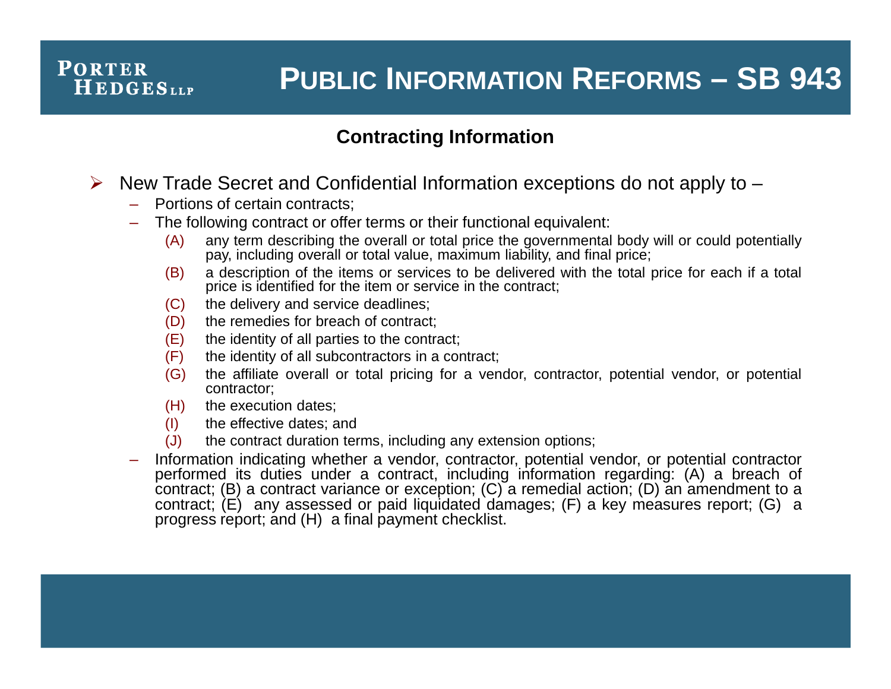# Public Information Reforms – SB 943

## Contracting Information

- New Trade Secret and Confidential Information exceptions do not apply to –
  - Portions of certain contracts;
  - The following contract or offer terms or their functional equivalent:
    - (A) any term describing the overall or total price the governmental body will or could potentially pay, including overall or total value, maximum liability, and final price;
    - (B) a description of the items or services to be delivered with the total price for each if a total price is identified for the item or service in the contract;
    - (C) the delivery and service deadlines;
    - (D) the remedies for breach of contract;
    - (E) the identity of all parties to the contract;
    - (F) the identity of all subcontractors in a contract;
    - (G) the affiliate overall or total pricing for a vendor, contractor, potential vendor, or potential contractor;
    - (H) the execution dates;
    - (I) the effective dates; and
    - (J) the contract duration terms, including any extension options;
  - Information indicating whether a vendor, contractor, potential vendor, or potential contractor performed its duties under a contract, including information regarding: (A) a breach of contract; (B) a contract variance or exception; (C) a remedial action; (D) an amendment to a contract; (E) any assessed or paid liquidated damages; (F) a key measures report; (G) a progress report; and (H) a final payment checklist.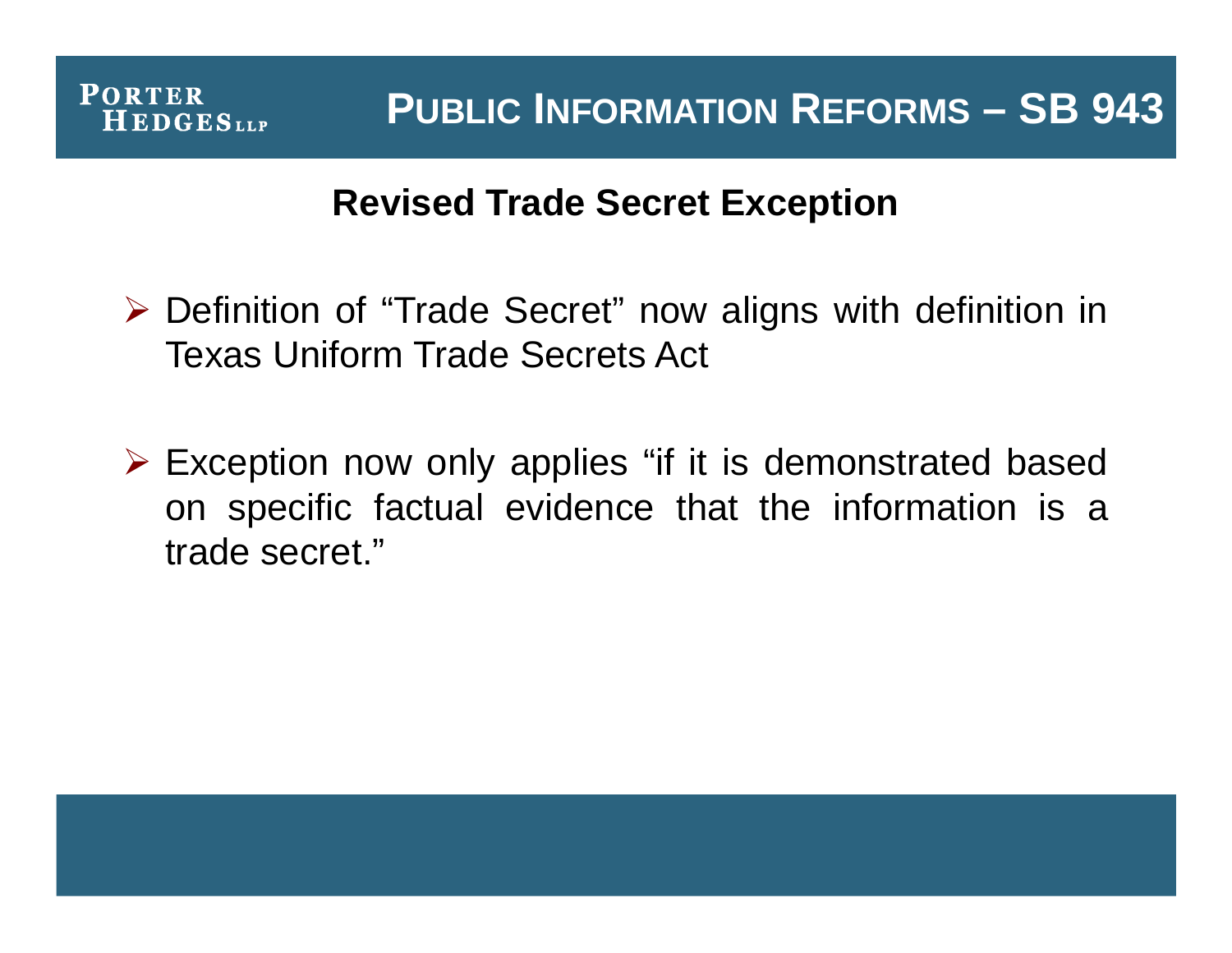# PUBLIC INFORMATION REFORMS – SB 943

## Revised Trade Secret Exception

- Definition of “Trade Secret” now aligns with definition in Texas Uniform Trade Secrets Act
- Exception now only applies “if it is demonstrated based on specific factual evidence that the information is a trade secret.”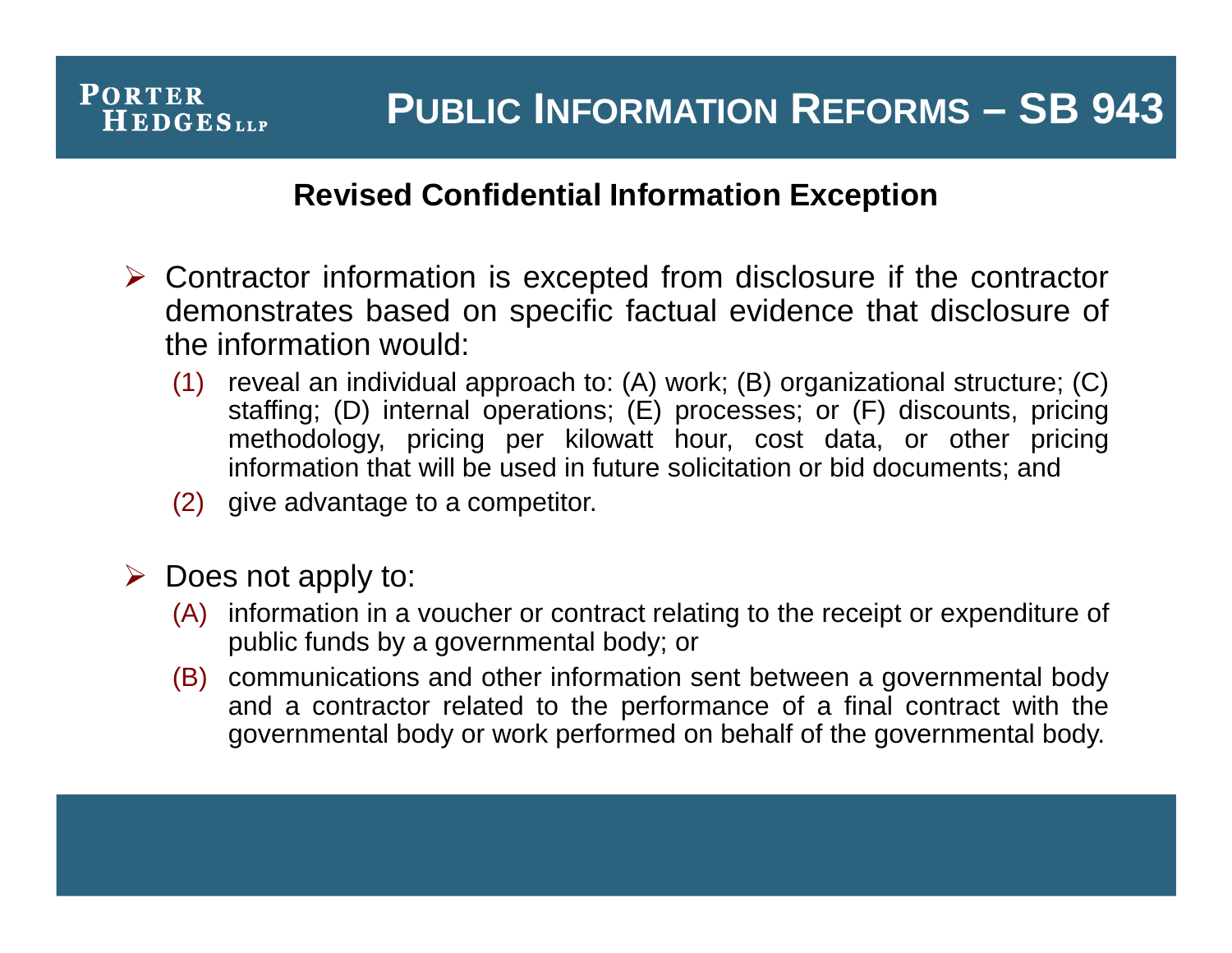# Public Information Reforms – SB 943

## Revised Confidential Information Exception

- Contractor information is excepted from disclosure if the contractor demonstrates based on specific factual evidence that disclosure of the information would:
  - (1) reveal an individual approach to: (A) work; (B) organizational structure; (C) staffing; (D) internal operations; (E) processes; or (F) discounts, pricing methodology, pricing per kilowatt hour, cost data, or other pricing information that will be used in future solicitation or bid documents; and
  - (2) give advantage to a competitor.

- Does not apply to:
  - (A) information in a voucher or contract relating to the receipt or expenditure of public funds by a governmental body; or
  - (B) communications and other information sent between a governmental body and a contractor related to the performance of a final contract with the governmental body or work performed on behalf of the governmental body.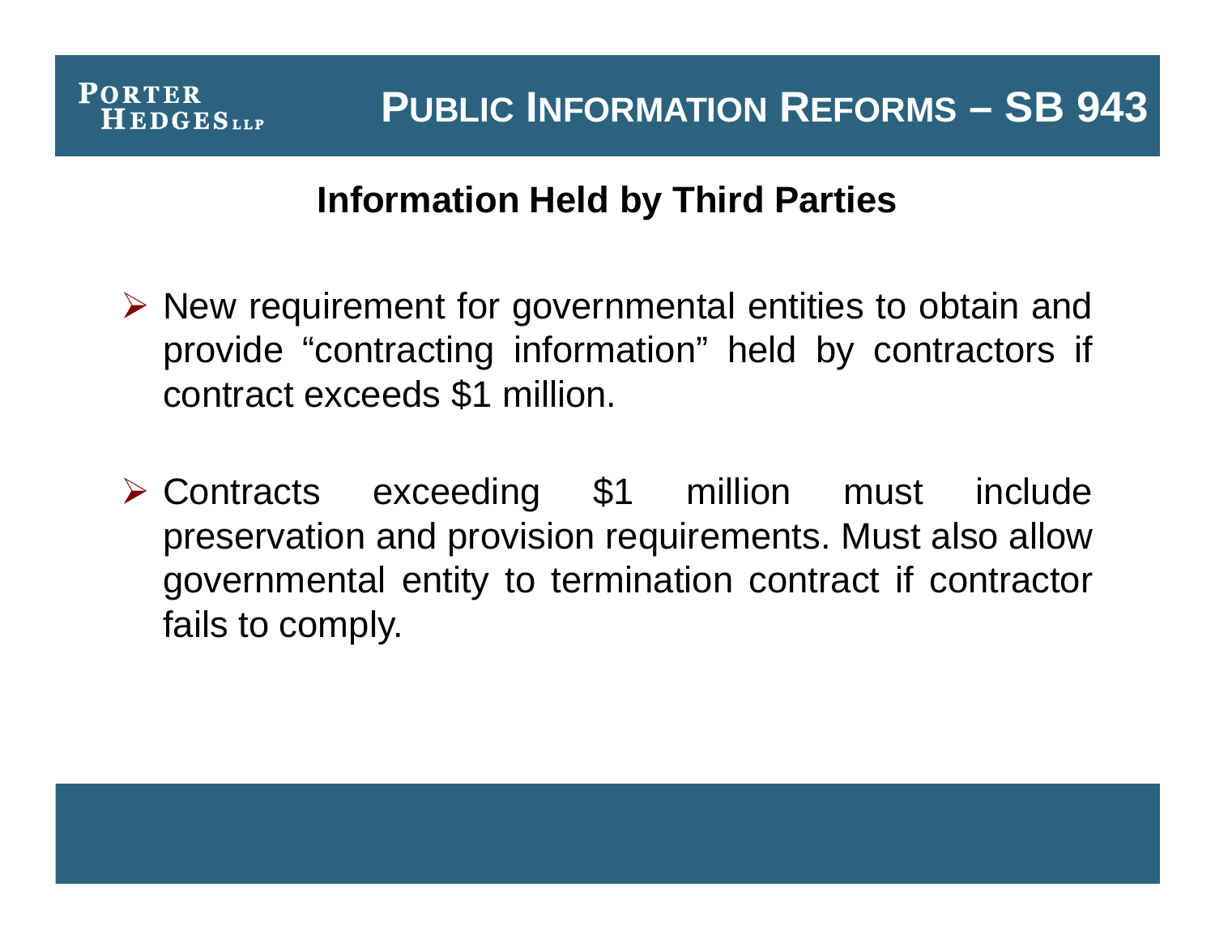# PUBLIC INFORMATION REFORMS – SB 943

## Information Held by Third Parties

- New requirement for governmental entities to obtain and provide "contracting information" held by contractors if contract exceeds $1 million.

- Contracts exceeding $1 million must include preservation and provision requirements. Must also allow governmental entity to termination contract if contractor fails to comply.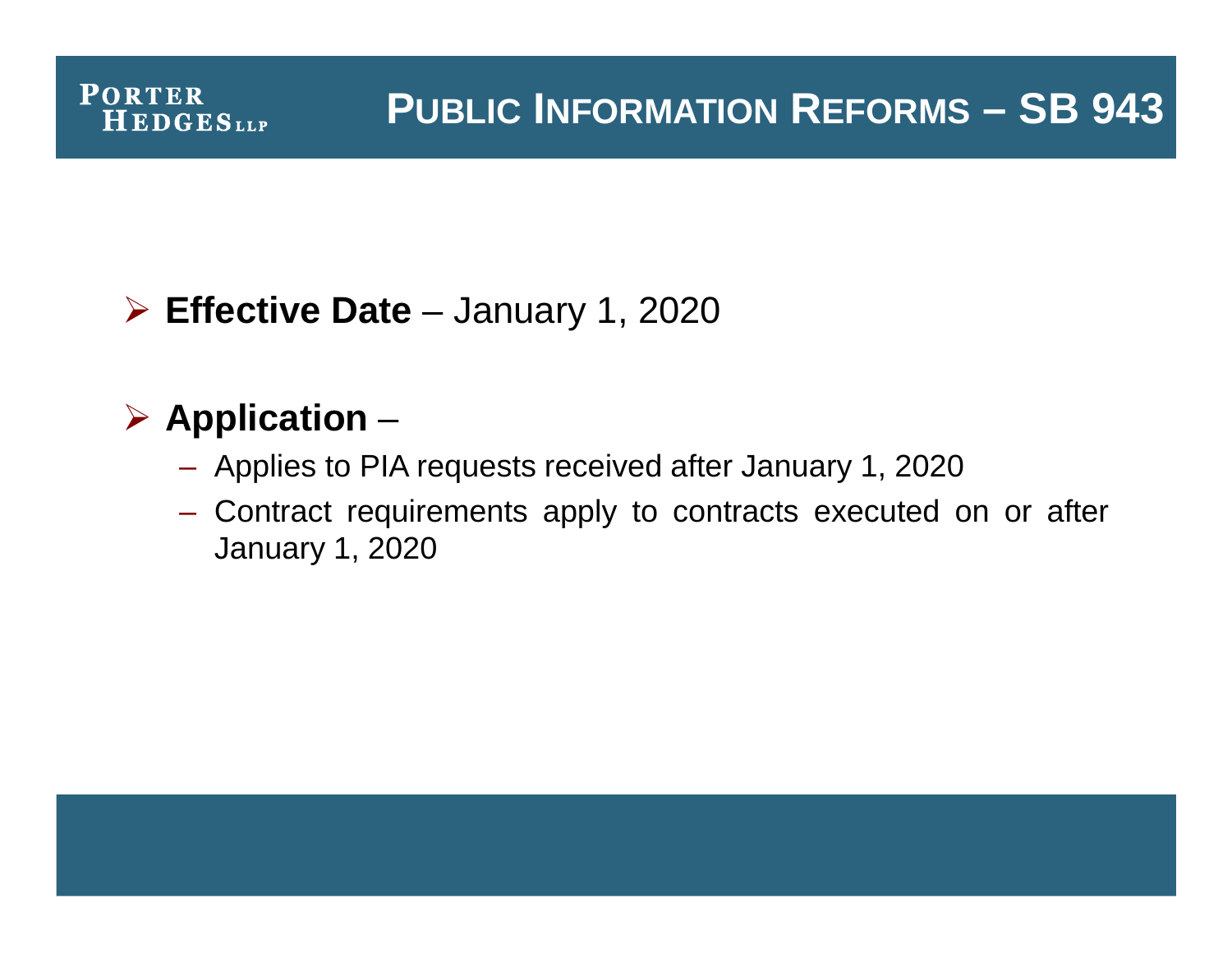# Public Information Reforms – SB 943

- **Effective Date** – January 1, 2020

- **Application** –
  - Applies to PIA requests received after January 1, 2020
  - Contract requirements apply to contracts executed on or after January 1, 2020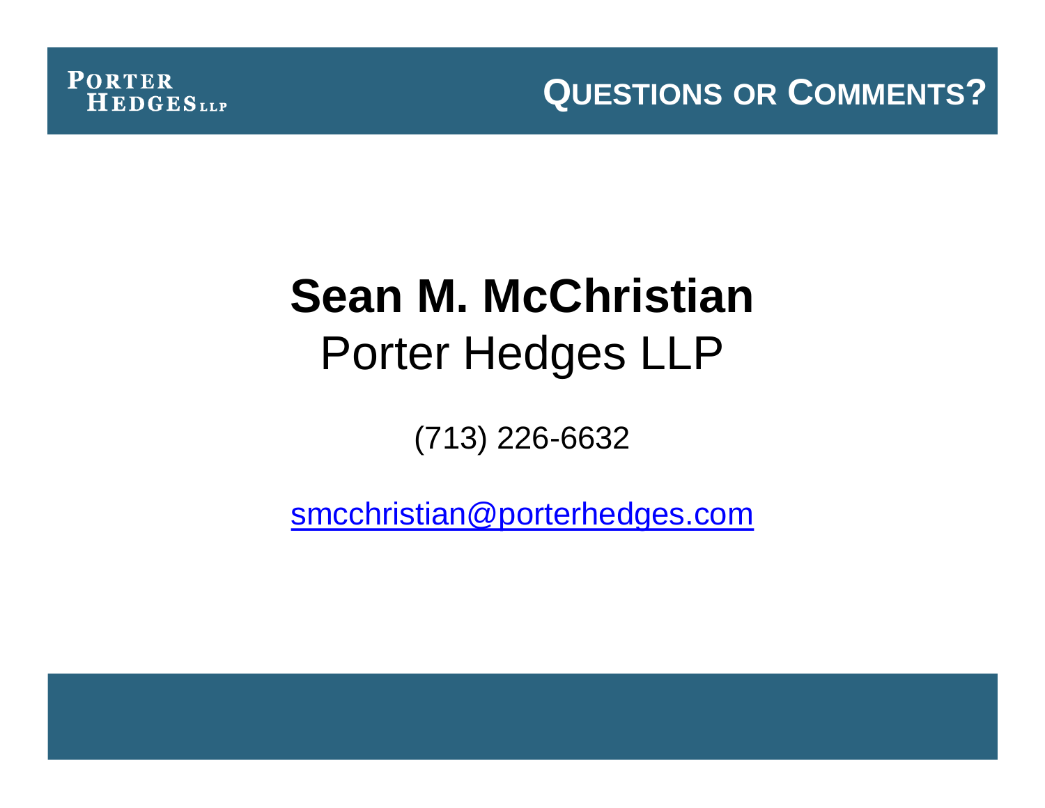PORTER HEDGES LLP

# QUESTIONS OR COMMENTS?

**Sean M. McChristian**

Porter Hedges LLP

(713) 226-6632

smcchristian@porterhedges.com